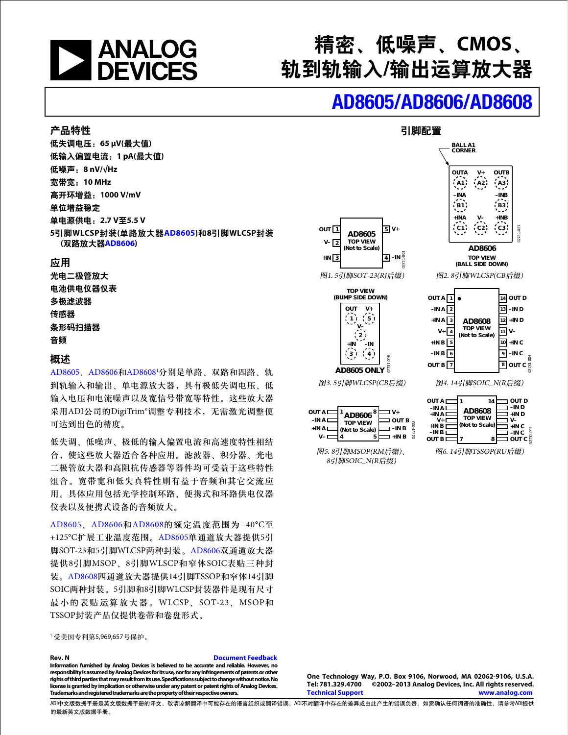# 精密、低噪声、CMOS、轨到轨输入/输出运算放大器

# AD8605/AD8606/AD8608

## 产品特性

**低失调电压：65 µV(最大值)**
**低输入偏置电流：1 pA(最大值)**
**低噪声：8 nV/√Hz**
**宽带宽：10 MHz**
**高开环增益：1000 V/mV**
**单位增益稳定**
**单电源供电：2.7 V至5.5 V**
**5引脚WLCSP封装(单路放大器AD8605)和8引脚WLCSP封装(双路放大器AD8606)**

## 应用

**光电二极管放大**
**电池供电仪器仪表**
**多极滤波器**
**传感器**
**条形码扫描器**
**音频**

## 概述

AD8605、AD8606和AD8608[1]分别是单路、双路和四路、轨到轨输入和输出、单电源放大器，具有极低失调电压、低输入电压和电流噪声以及宽信号带宽等特性。这些放大器采用ADI公司的DigiTrim®调整专利技术，无需激光调整便可达到出色的精度。

低失调、低噪声、极低的输入偏置电流和高速度特性相结合，使这些放大器适合各种应用。滤波器、积分器、光电二极管放大器和高阻抗传感器等器件均可受益于这些特性组合。宽带宽和低失真特性则有益于音频和其它交流应用。具体应用包括光学控制环路、便携式和环路供电仪器仪表以及便携式设备的音频放大。

AD8605、AD8606和AD8608的额定温度范围为−40°C至+125°C扩展工业温度范围。AD8605单通道放大器提供5引脚SOT-23和5引脚WLCSP两种封装。AD8606双通道放大器提供8引脚MSOP、8引脚WLSCP和窄体SOIC表贴三种封装。AD8608四通道放大器提供14引脚TSSOP和窄体14引脚SOIC两种封装。5引脚和8引脚WLCSP封装器件是现有尺寸最小的表贴运算放大器。WLCSP、SOT-23、MSOP和TSSOP封装产品仅提供卷带和卷盘形式。

[1] 受美国专利第5,969,657号保护。

## 引脚配置

图1. 5引脚SOT-23(RJ后缀)

图2. 8引脚WLCSP(CB后缀)

图3. 5引脚WLCSP(CB后缀)

图4. 14引脚SOIC_N(R后缀)

图5. 8引脚MSOP(RM后缀)、8引脚SOIC_N(R后缀)

图6. 14引脚TSSOP(RU后缀)

Rev. N
Document Feedback
Information furnished by Analog Devices is believed to be accurate and reliable. However, no responsibility is assumed by Analog Devices for its use, nor for any infringements of patents or other rights of third parties that may result from its use. Specifications subject to change without notice. No license is granted by implication or otherwise under any patent or patent rights of Analog Devices. Trademarks and registered trademarks are the property of their respective owners.

One Technology Way, P.O. Box 9106, Norwood, MA 02062-9106, U.S.A.
Tel: 781.329.4700 ©2002–2013 Analog Devices, Inc. All rights reserved.
Technical Support www.analog.com

ADI中文版数据手册是英文版数据手册的译文，敬请谅解翻译中可能存在的语言组织或翻译错误，ADI不对翻译中存在的差异或由此产生的错误负责。如需确认任何词语的准确性，请参考ADI提供的最新英文版数据手册。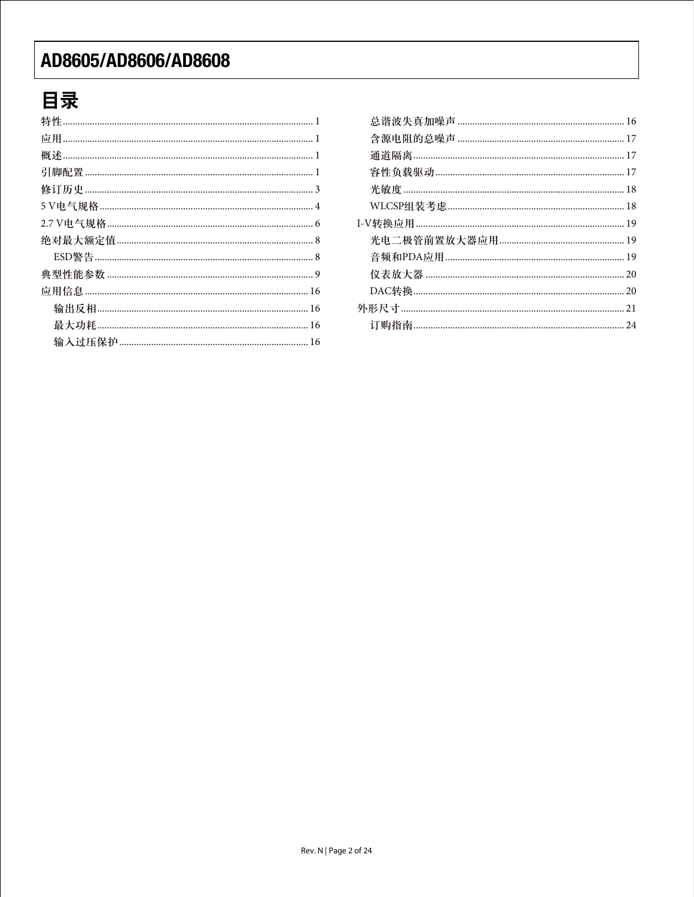# 目录

特性 .................................................................................................... 1
应用 .................................................................................................... 1
概述 .................................................................................................... 1
引脚配置 ............................................................................................ 1
修订历史 ............................................................................................ 3
5 V电气规格 ...................................................................................... 4
2.7 V电气规格 ................................................................................... 6
绝对最大额定值 ............................................................................... 8
　ESD警告 ......................................................................................... 8
典型性能参数 ................................................................................... 9
应用信息 .......................................................................................... 16
　输出反相 ....................................................................................... 16
　最大功耗 ....................................................................................... 16
　输入过压保护 .............................................................................. 16
　总谐波失真加噪声 ...................................................................... 16
　含源电阻的总噪声 ...................................................................... 17
　通道隔离 ....................................................................................... 17
　容性负载驱动 .............................................................................. 17
　光敏度 ........................................................................................... 18
　WLCSP组装考虑 ......................................................................... 18
I-V转换应用 ..................................................................................... 19
　光电二极管前置放大器应用 ...................................................... 19
　音频和PDA应用 .......................................................................... 19
　仪表放大器 ................................................................................... 20
　DAC转换 ...................................................................................... 20
外形尺寸 .......................................................................................... 21
　订购指南 ....................................................................................... 24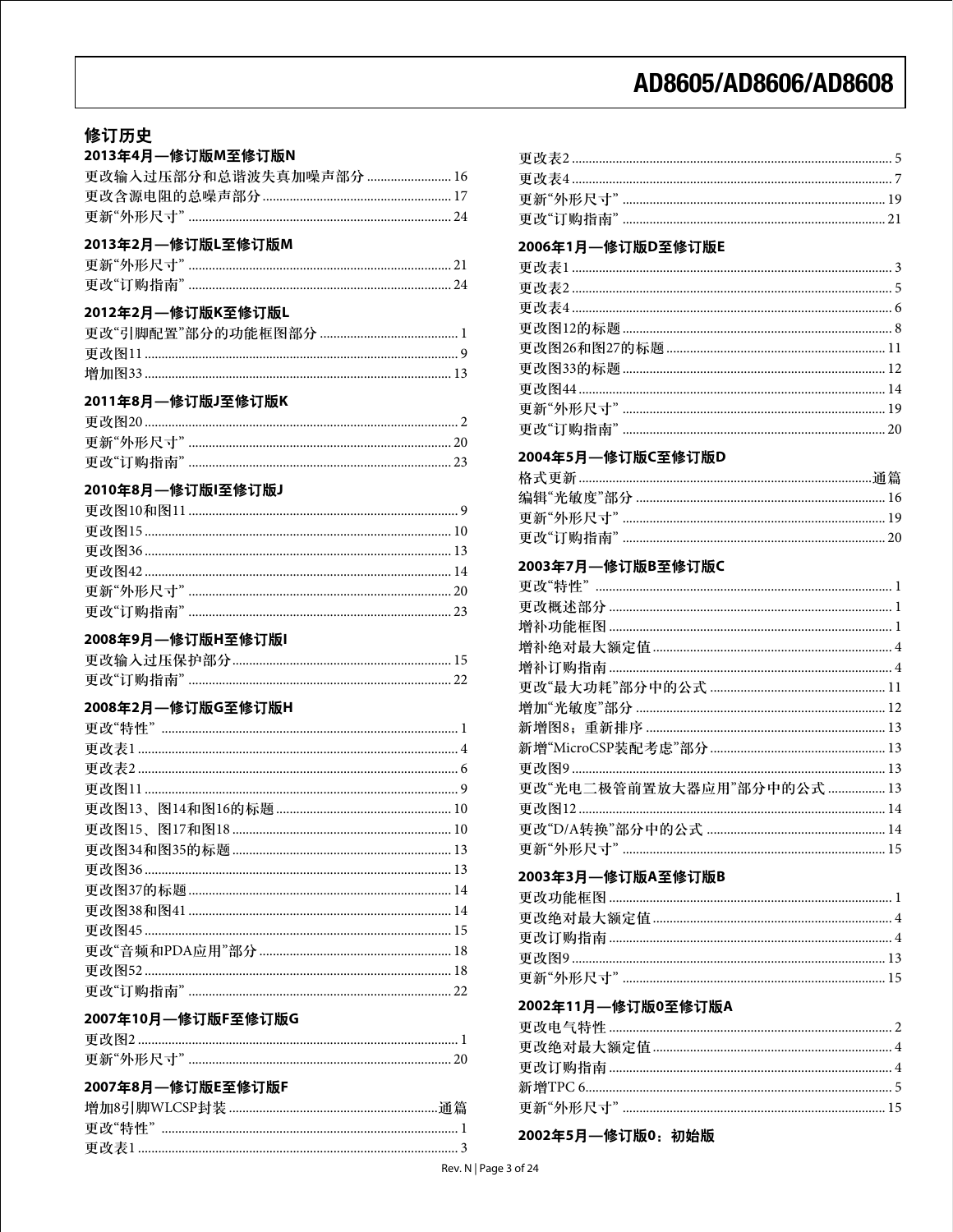## 修订历史

### 2013年4月—修订版M至修订版N

更改输入过压部分和总谐波失真加噪声部分 .......... 16
更改含源电阻的总噪声部分 .......... 17
更新"外形尺寸" .......... 24

### 2013年2月—修订版L至修订版M

更新"外形尺寸" .......... 21
更改"订购指南" .......... 24

### 2012年2月—修订版K至修订版L

更改"引脚配置"部分的功能框图部分 .......... 1
更改图11 .......... 9
增加图33 .......... 13

### 2011年8月—修订版J至修订版K

更改图20 .......... 2
更新"外形尺寸" .......... 20
更改"订购指南" .......... 23

### 2010年8月—修订版I至修订版J

更改图10和图11 .......... 9
更改图15 .......... 10
更改图36 .......... 13
更改图42 .......... 14
更新"外形尺寸" .......... 20
更改"订购指南" .......... 23

### 2008年9月—修订版H至修订版I

更改输入过压保护部分 .......... 15
更改"订购指南" .......... 22

### 2008年2月—修订版G至修订版H

更改"特性" .......... 1
更改表1 .......... 4
更改表2 .......... 6
更改图11 .......... 9
更改图13、图14和图16的标题 .......... 10
更改图15、图17和图18 .......... 10
更改图34和图35的标题 .......... 13
更改图36 .......... 13
更改图37的标题 .......... 14
更改图38和图41 .......... 14
更改图45 .......... 15
更改"音频和PDA应用"部分 .......... 18
更改图52 .......... 18
更改"订购指南" .......... 22

### 2007年10月—修订版F至修订版G

更改图2 .......... 1
更新"外形尺寸" .......... 20

### 2007年8月—修订版E至修订版F

增加8引脚WLCSP封装 .......... 通篇
更改"特性" .......... 1
更改表1 .......... 3
更改表2 .......... 5
更改表4 .......... 7
更新"外形尺寸" .......... 19
更改"订购指南" .......... 21

### 2006年1月—修订版D至修订版E

更改表1 .......... 3
更改表2 .......... 5
更改表4 .......... 6
更改图12的标题 .......... 8
更改图26和图27的标题 .......... 11
更改图33的标题 .......... 12
更改图44 .......... 14
更新"外形尺寸" .......... 19
更改"订购指南" .......... 20

### 2004年5月—修订版C至修订版D

格式更新 .......... 通篇
编辑"光敏度"部分 .......... 16
更新"外形尺寸" .......... 19
更改"订购指南" .......... 20

### 2003年7月—修订版B至修订版C

更改"特性" .......... 1
更改概述部分 .......... 1
增补功能框图 .......... 1
增补绝对最大额定值 .......... 4
增补订购指南 .......... 4
更改"最大功耗"部分中的公式 .......... 11
增加"光敏度"部分 .......... 12
新增图8；重新排序 .......... 13
新增"MicroCSP装配考虑"部分 .......... 13
更改图9 .......... 13
更改"光电二极管前置放大器应用"部分中的公式 .......... 13
更改图12 .......... 14
更改"D/A转换"部分中的公式 .......... 14
更新"外形尺寸" .......... 15

### 2003年3月—修订版A至修订版B

更改功能框图 .......... 1
更改绝对最大额定值 .......... 4
更改订购指南 .......... 4
更改图9 .......... 13
更新"外形尺寸" .......... 15

### 2002年11月—修订版0至修订版A

更改电气特性 .......... 2
更改绝对最大额定值 .......... 4
更改订购指南 .......... 4
新增TPC 6 .......... 5
更新"外形尺寸" .......... 15

### 2002年5月—修订版0：初始版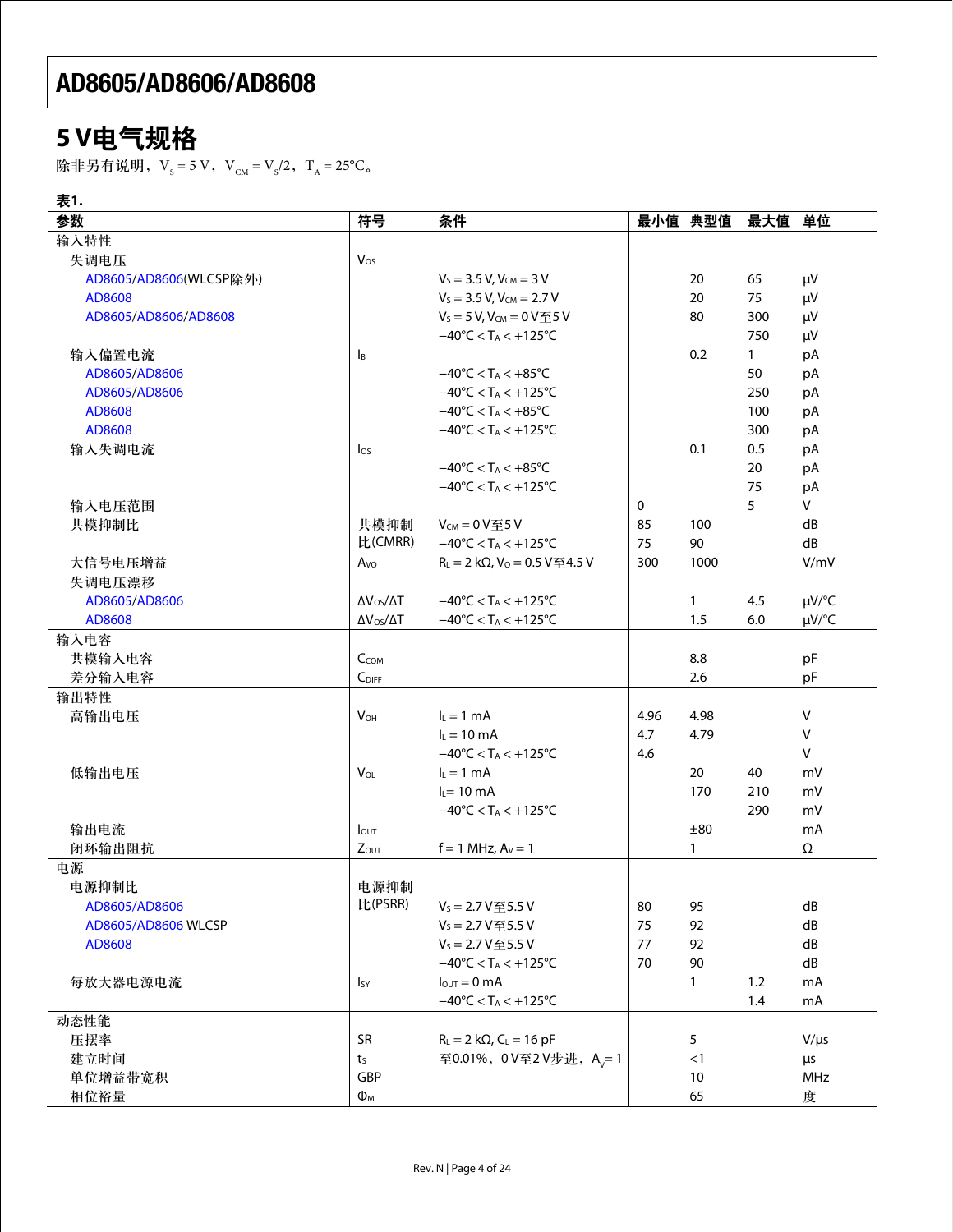## 5 V电气规格

除非另有说明，$V_S = 5\text{ V}$，$V_{CM} = V_S/2$，$T_A = 25°C$。

**表1.**

| 参数 | 符号 | 条件 | 最小值 | 典型值 | 最大值 | 单位 |
|---|---|---|---|---|---|---|
| 输入特性 | | | | | | |
| 失调电压 | $V_{OS}$ | | | | | |
| AD8605/AD8606(WLCSP除外) | | $V_S = 3.5\text{ V}, V_{CM} = 3\text{ V}$ | | 20 | 65 | μV |
| AD8608 | | $V_S = 3.5\text{ V}, V_{CM} = 2.7\text{ V}$ | | 20 | 75 | μV |
| AD8605/AD8606/AD8608 | | $V_S = 5\text{ V}, V_{CM} = 0\text{ V}$至5 V | | 80 | 300 | μV |
| | | $-40°C < T_A < +125°C$ | | | 750 | μV |
| 输入偏置电流 | $I_B$ | | | 0.2 | 1 | pA |
| AD8605/AD8606 | | $-40°C < T_A < +85°C$ | | | 50 | pA |
| AD8605/AD8606 | | $-40°C < T_A < +125°C$ | | | 250 | pA |
| AD8608 | | $-40°C < T_A < +85°C$ | | | 100 | pA |
| AD8608 | | $-40°C < T_A < +125°C$ | | | 300 | pA |
| 输入失调电流 | $I_{OS}$ | | | 0.1 | 0.5 | pA |
| | | $-40°C < T_A < +85°C$ | | | 20 | pA |
| | | $-40°C < T_A < +125°C$ | | | 75 | pA |
| 输入电压范围 | | | 0 | | 5 | V |
| 共模抑制比 | 共模抑制比(CMRR) | $V_{CM} = 0\text{ V}$至5 V | 85 | 100 | | dB |
| | | $-40°C < T_A < +125°C$ | 75 | 90 | | dB |
| 大信号电压增益 | $A_{VO}$ | $R_L = 2\text{ k}\Omega, V_O = 0.5\text{ V}$至4.5 V | 300 | 1000 | | V/mV |
| 失调电压漂移 | | | | | | |
| AD8605/AD8606 | $\Delta V_{OS}/\Delta T$ | $-40°C < T_A < +125°C$ | | 1 | 4.5 | μV/°C |
| AD8608 | $\Delta V_{OS}/\Delta T$ | $-40°C < T_A < +125°C$ | | 1.5 | 6.0 | μV/°C |
| 输入电容 | | | | | | |
| 共模输入电容 | $C_{COM}$ | | | 8.8 | | pF |
| 差分输入电容 | $C_{DIFF}$ | | | 2.6 | | pF |
| 输出特性 | | | | | | |
| 高输出电压 | $V_{OH}$ | $I_L = 1\text{ mA}$ | 4.96 | 4.98 | | V |
| | | $I_L = 10\text{ mA}$ | 4.7 | 4.79 | | V |
| | | $-40°C < T_A < +125°C$ | 4.6 | | | V |
| 低输出电压 | $V_{OL}$ | $I_L = 1\text{ mA}$ | | 20 | 40 | mV |
| | | $I_L = 10\text{ mA}$ | | 170 | 210 | mV |
| | | $-40°C < T_A < +125°C$ | | | 290 | mV |
| 输出电流 | $I_{OUT}$ | | | ±80 | | mA |
| 闭环输出阻抗 | $Z_{OUT}$ | $f = 1\text{ MHz}, A_V = 1$ | | 1 | | Ω |
| 电源 | | | | | | |
| 电源抑制比 | 电源抑制比(PSRR) | | | | | |
| AD8605/AD8606 | | $V_S = 2.7\text{ V}$至5.5 V | 80 | 95 | | dB |
| AD8605/AD8606 WLCSP | | $V_S = 2.7\text{ V}$至5.5 V | 75 | 92 | | dB |
| AD8608 | | $V_S = 2.7\text{ V}$至5.5 V | 77 | 92 | | dB |
| | | $-40°C < T_A < +125°C$ | 70 | 90 | | dB |
| 每放大器电源电流 | $I_{SY}$ | $I_{OUT} = 0\text{ mA}$ | | 1 | 1.2 | mA |
| | | $-40°C < T_A < +125°C$ | | | 1.4 | mA |
| 动态性能 | | | | | | |
| 压摆率 | SR | $R_L = 2\text{ k}\Omega, C_L = 16\text{ pF}$ | | 5 | | V/μs |
| 建立时间 | $t_S$ | 至0.01%，0 V至2 V步进，$A_V = 1$ | | <1 | | μs |
| 单位增益带宽积 | GBP | | | 10 | | MHz |
| 相位裕量 | $\Phi_M$ | | | 65 | | 度 |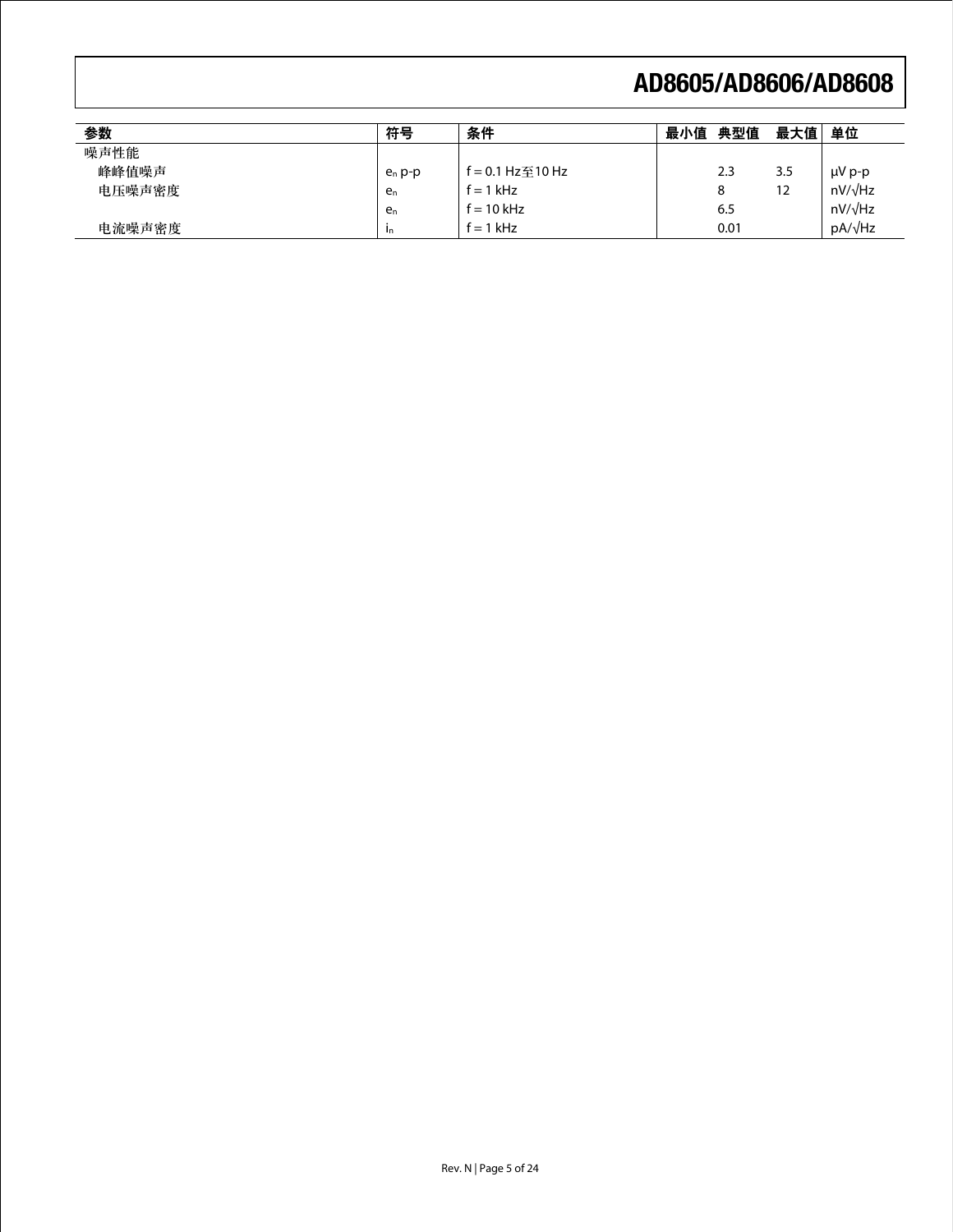| 参数 | 符号 | 条件 | 最小值 | 典型值 | 最大值 | 单位 |
|---|---|---|---|---|---|---|
| 噪声性能 | | | | | | |
| 峰峰值噪声 | $e_n$ p-p | f = 0.1 Hz至10 Hz | | 2.3 | 3.5 | μV p-p |
| 电压噪声密度 | $e_n$ | f = 1 kHz | | 8 | 12 | nV/√Hz |
| | $e_n$ | f = 10 kHz | | 6.5 | | nV/√Hz |
| 电流噪声密度 | $i_n$ | f = 1 kHz | | 0.01 | | pA/√Hz |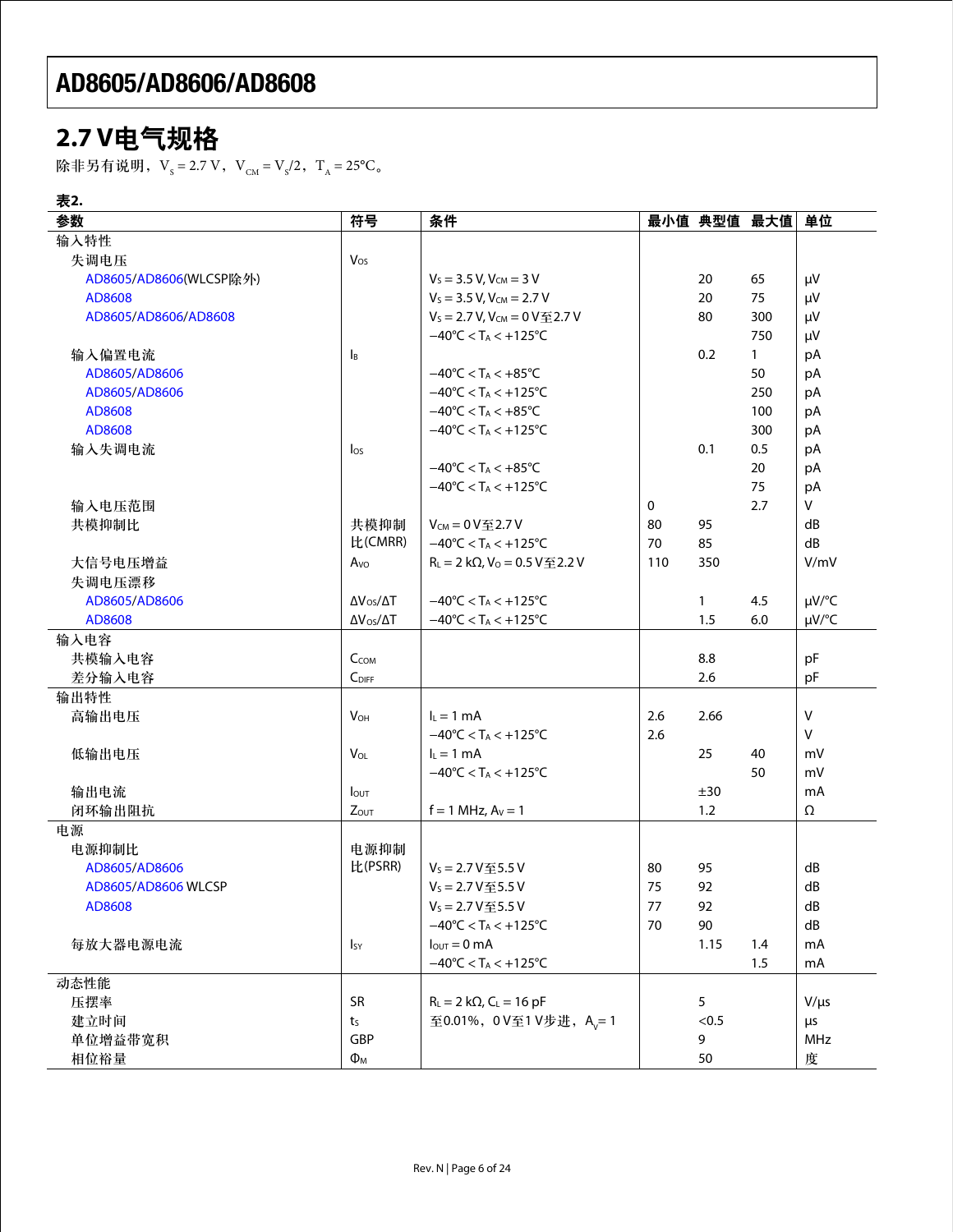## 2.7 V电气规格

除非另有说明，$V_S = 2.7$ V，$V_{CM} = V_S/2$，$T_A = 25°C$。

**表2.**

| 参数 | 符号 | 条件 | 最小值 | 典型值 | 最大值 | 单位 |
|---|---|---|---|---|---|---|
| 输入特性 | | | | | | |
| 失调电压 | $V_{OS}$ | | | | | |
| AD8605/AD8606(WLCSP除外) | | $V_S = 3.5$ V, $V_{CM} = 3$ V | | 20 | 65 | μV |
| AD8608 | | $V_S = 3.5$ V, $V_{CM} = 2.7$ V | | 20 | 75 | μV |
| AD8605/AD8606/AD8608 | | $V_S = 2.7$ V, $V_{CM} = 0$ V至2.7 V | | 80 | 300 | μV |
| | | −40°C < $T_A$ < +125°C | | | 750 | μV |
| 输入偏置电流 | $I_B$ | | | 0.2 | 1 | pA |
| AD8605/AD8606 | | −40°C < $T_A$ < +85°C | | | 50 | pA |
| AD8605/AD8606 | | −40°C < $T_A$ < +125°C | | | 250 | pA |
| AD8608 | | −40°C < $T_A$ < +85°C | | | 100 | pA |
| AD8608 | | −40°C < $T_A$ < +125°C | | | 300 | pA |
| 输入失调电流 | $I_{OS}$ | | | 0.1 | 0.5 | pA |
| | | −40°C < $T_A$ < +85°C | | | 20 | pA |
| | | −40°C < $T_A$ < +125°C | | | 75 | pA |
| 输入电压范围 | | | 0 | | 2.7 | V |
| 共模抑制比 | 共模抑制比(CMRR) | $V_{CM} = 0$ V至2.7 V | 80 | 95 | | dB |
| | | −40°C < $T_A$ < +125°C | 70 | 85 | | dB |
| 大信号电压增益 | $A_{VO}$ | $R_L = 2$ kΩ, $V_O = 0.5$ V至2.2 V | 110 | 350 | | V/mV |
| 失调电压漂移 | | | | | | |
| AD8605/AD8606 | $\Delta V_{OS}/\Delta T$ | −40°C < $T_A$ < +125°C | | 1 | 4.5 | μV/°C |
| AD8608 | $\Delta V_{OS}/\Delta T$ | −40°C < $T_A$ < +125°C | | 1.5 | 6.0 | μV/°C |
| 输入电容 | | | | | | |
| 共模输入电容 | $C_{COM}$ | | | 8.8 | | pF |
| 差分输入电容 | $C_{DIFF}$ | | | 2.6 | | pF |
| 输出特性 | | | | | | |
| 高输出电压 | $V_{OH}$ | $I_L = 1$ mA | 2.6 | 2.66 | | V |
| | | −40°C < $T_A$ < +125°C | 2.6 | | | V |
| 低输出电压 | $V_{OL}$ | $I_L = 1$ mA | | 25 | 40 | mV |
| | | −40°C < $T_A$ < +125°C | | | 50 | mV |
| 输出电流 | $I_{OUT}$ | | | ±30 | | mA |
| 闭环输出阻抗 | $Z_{OUT}$ | f = 1 MHz, $A_V = 1$ | | 1.2 | | Ω |
| 电源 | | | | | | |
| 电源抑制比 | 电源抑制比(PSRR) | | | | | |
| AD8605/AD8606 | | $V_S = 2.7$ V至5.5 V | 80 | 95 | | dB |
| AD8605/AD8606 WLCSP | | $V_S = 2.7$ V至5.5 V | 75 | 92 | | dB |
| AD8608 | | $V_S = 2.7$ V至5.5 V | 77 | 92 | | dB |
| | | −40°C < $T_A$ < +125°C | 70 | 90 | | dB |
| 每放大器电源电流 | $I_{SY}$ | $I_{OUT} = 0$ mA | | 1.15 | 1.4 | mA |
| | | −40°C < $T_A$ < +125°C | | | 1.5 | mA |
| 动态性能 | | | | | | |
| 压摆率 | SR | $R_L = 2$ kΩ, $C_L = 16$ pF | | 5 | | V/μs |
| 建立时间 | $t_S$ | 至0.01%，0 V至1 V步进，$A_V = 1$ | | <0.5 | | μs |
| 单位增益带宽积 | GBP | | | 9 | | MHz |
| 相位裕量 | $\Phi_M$ | | | 50 | | 度 |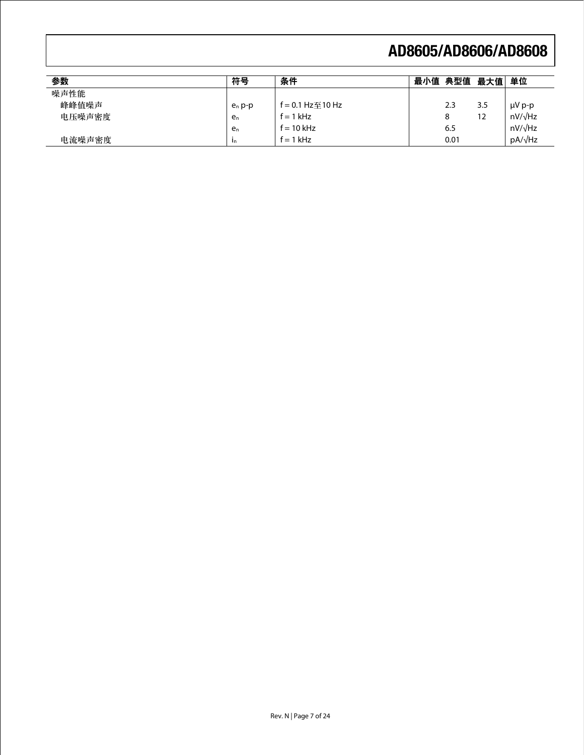| 参数 | 符号 | 条件 | 最小值 | 典型值 | 最大值 | 单位 |
| --- | --- | --- | --- | --- | --- | --- |
| 噪声性能 | | | | | | |
| 峰峰值噪声 | $e_n$ p-p | f = 0.1 Hz至10 Hz | | 2.3 | 3.5 | μV p-p |
| 电压噪声密度 | $e_n$ | f = 1 kHz | | 8 | 12 | nV/√Hz |
| | $e_n$ | f = 10 kHz | | 6.5 | | nV/√Hz |
| 电流噪声密度 | $i_n$ | f = 1 kHz | | 0.01 | | pA/√Hz |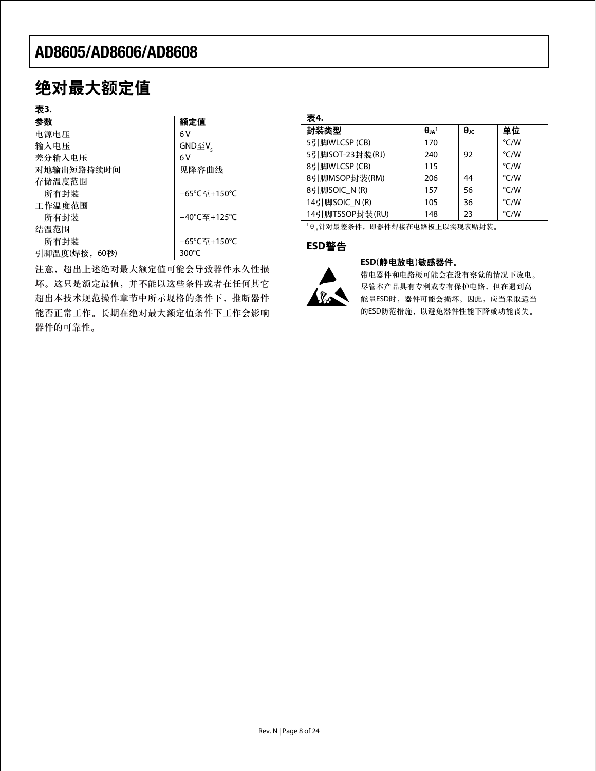## 绝对最大额定值

**表3.**

| 参数 | 额定值 |
|---|---|
| 电源电压 | 6 V |
| 输入电压 | GND至$V_S$ |
| 差分输入电压 | 6 V |
| 对地输出短路持续时间 | 见降容曲线 |
| 存储温度范围 | |
| 所有封装 | −65°C至+150°C |
| 工作温度范围 | |
| 所有封装 | −40°C至+125°C |
| 结温范围 | |
| 所有封装 | −65°C至+150°C |
| 引脚温度(焊接，60秒) | 300°C |

注意，超出上述绝对最大额定值可能会导致器件永久性损坏。这只是额定最值，并不能以这些条件或者在任何其它超出本技术规范操作章节中所示规格的条件下，推断器件能否正常工作。长期在绝对最大额定值条件下工作会影响器件的可靠性。

**表4.**

| 封装类型 | $\theta_{JA}$[1] | $\theta_{JC}$ | 单位 |
|---|---|---|---|
| 5引脚WLCSP (CB) | 170 | | °C/W |
| 5引脚SOT-23封装(RJ) | 240 | 92 | °C/W |
| 8引脚WLCSP (CB) | 115 | | °C/W |
| 8引脚MSOP封装(RM) | 206 | 44 | °C/W |
| 8引脚SOIC_N (R) | 157 | 56 | °C/W |
| 14引脚SOIC_N (R) | 105 | 36 | °C/W |
| 14引脚TSSOP封装(RU) | 148 | 23 | °C/W |

[1] $\theta_{JA}$针对最差条件，即器件焊接在电路板上以实现表贴封装。

## ESD警告

**ESD(静电放电)敏感器件。**

带电器件和电路板可能会在没有察觉的情况下放电。尽管本产品具有专利或专有保护电路，但在遇到高能量ESD时，器件可能会损坏。因此，应当采取适当的ESD防范措施，以避免器件性能下降或功能丧失。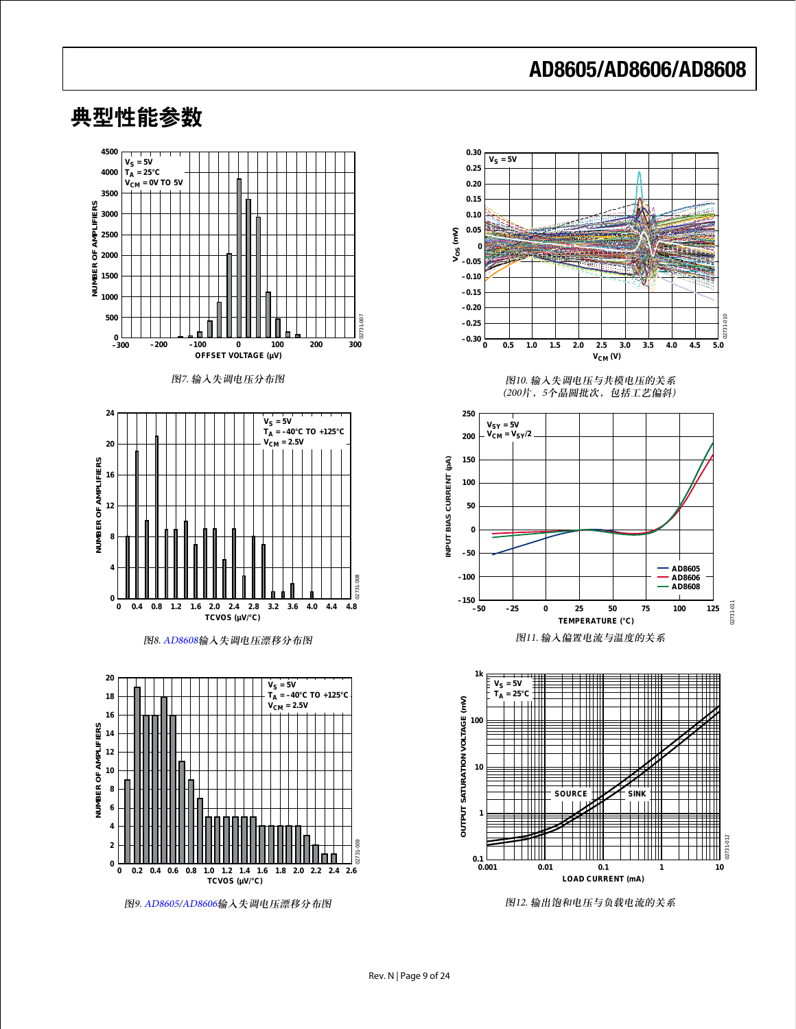## 典型性能参数

图7. 输入失调电压分布图

图8. AD8608输入失调电压漂移分布图

图9. AD8605/AD8606输入失调电压漂移分布图

图10. 输入失调电压与共模电压的关系（200片，5个晶圆批次，包括工艺偏斜）

图11. 输入偏置电流与温度的关系

图12. 输出饱和电压与负载电流的关系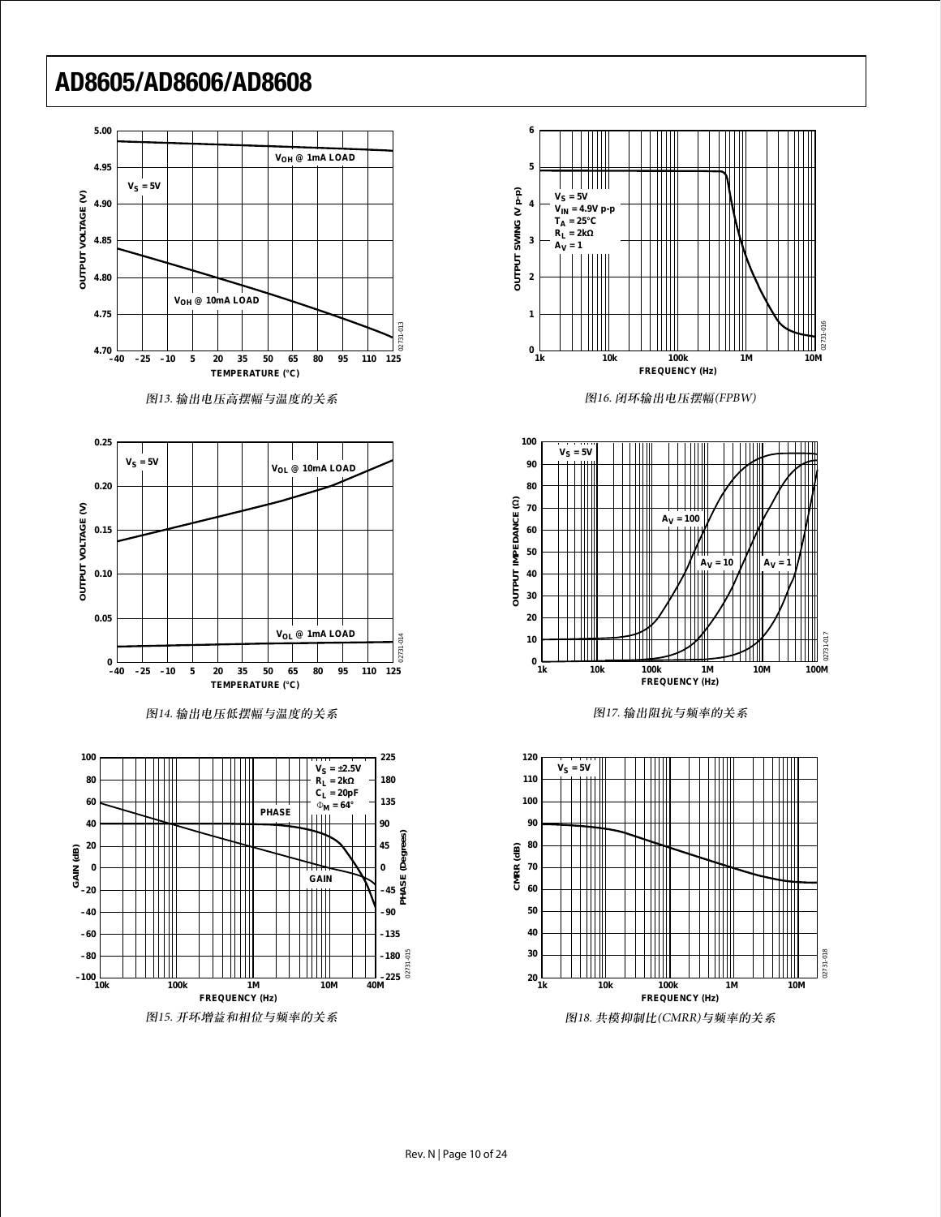图13. 输出电压高摆幅与温度的关系

图14. 输出电压低摆幅与温度的关系

图15. 开环增益和相位与频率的关系

图16. 闭环输出电压摆幅(FPBW)

图17. 输出阻抗与频率的关系

图18. 共模抑制比(CMRR)与频率的关系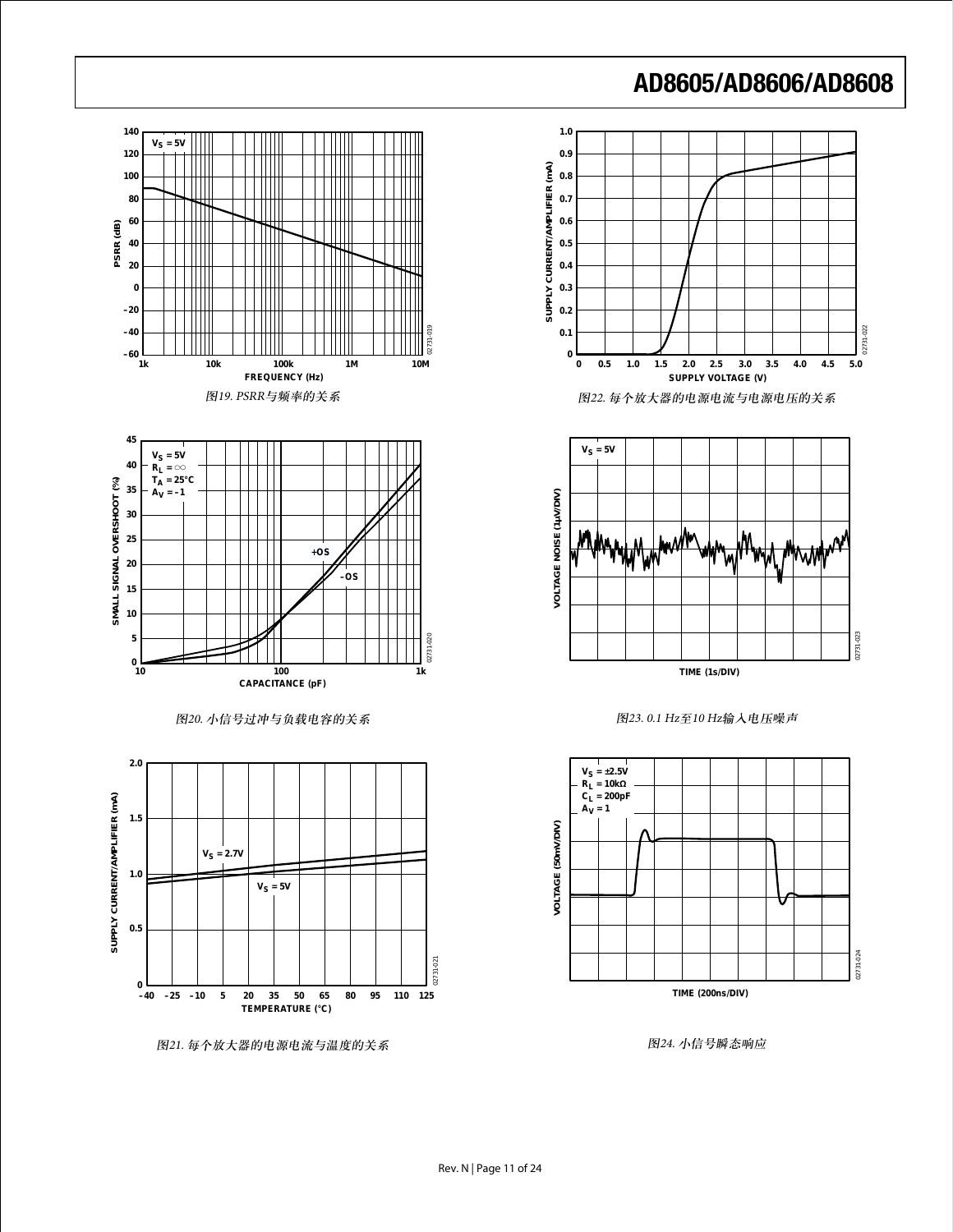图19. PSRR与频率的关系

图20. 小信号过冲与负载电容的关系

图21. 每个放大器的电源电流与温度的关系

图22. 每个放大器的电源电流与电源电压的关系

图23. 0.1 Hz至10 Hz输入电压噪声

图24. 小信号瞬态响应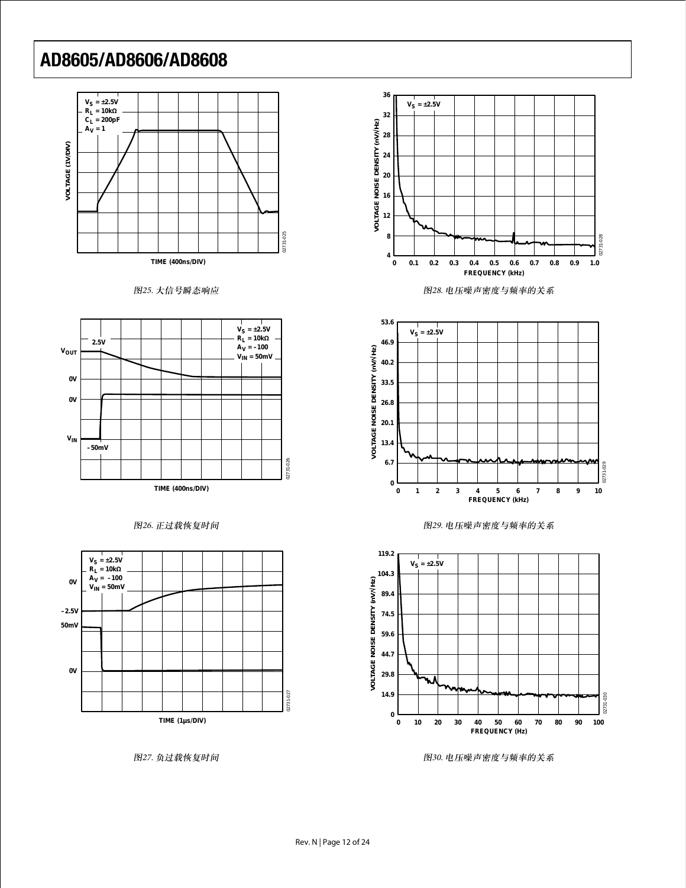图25. 大信号瞬态响应

图26. 正过载恢复时间

图27. 负过载恢复时间

图28. 电压噪声密度与频率的关系

图29. 电压噪声密度与频率的关系

图30. 电压噪声密度与频率的关系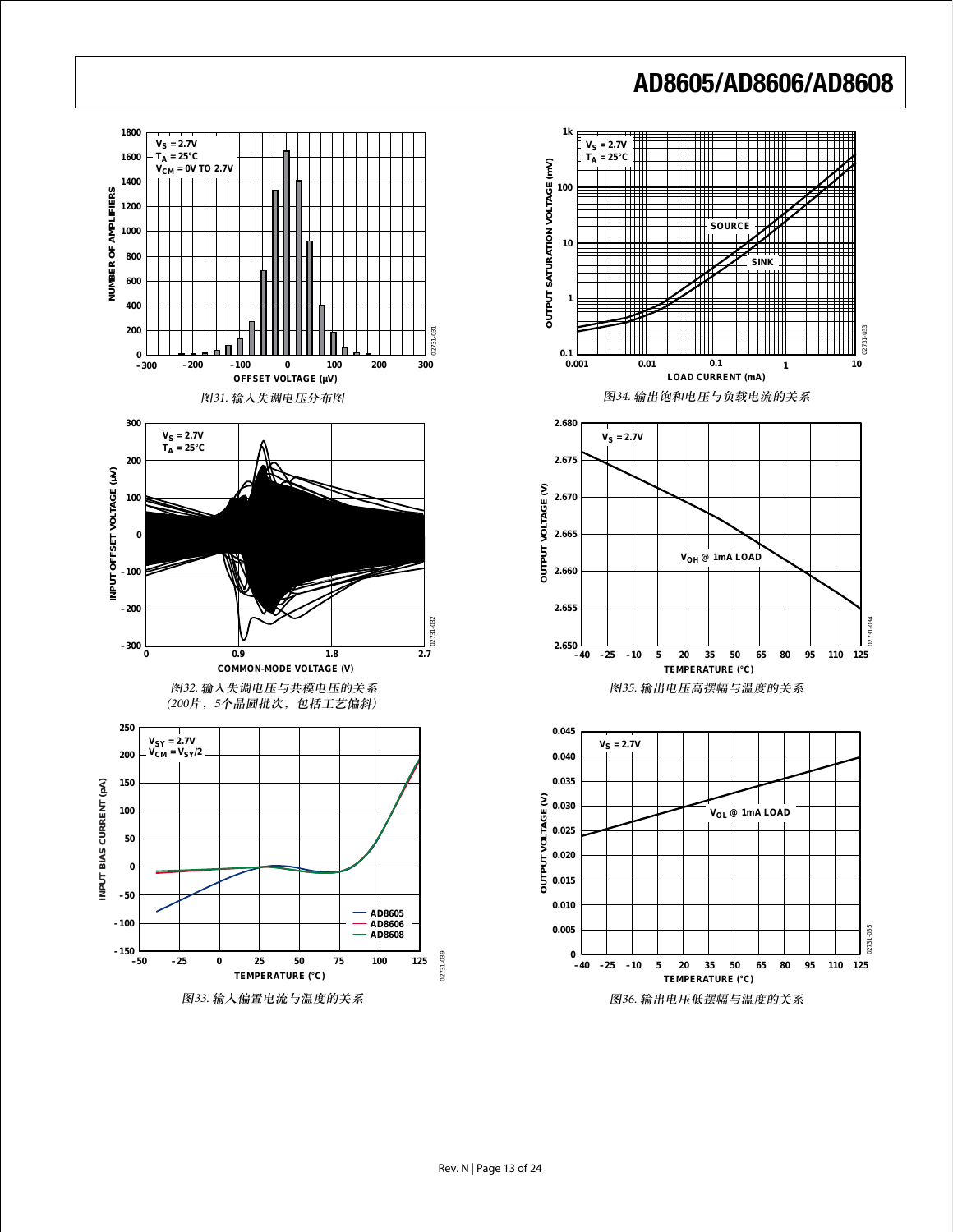图31. 输入失调电压分布图

图34. 输出饱和电压与负载电流的关系

图32. 输入失调电压与共模电压的关系
(200片，5个晶圆批次，包括工艺偏斜)

图35. 输出电压高摆幅与温度的关系

图33. 输入偏置电流与温度的关系

图36. 输出电压低摆幅与温度的关系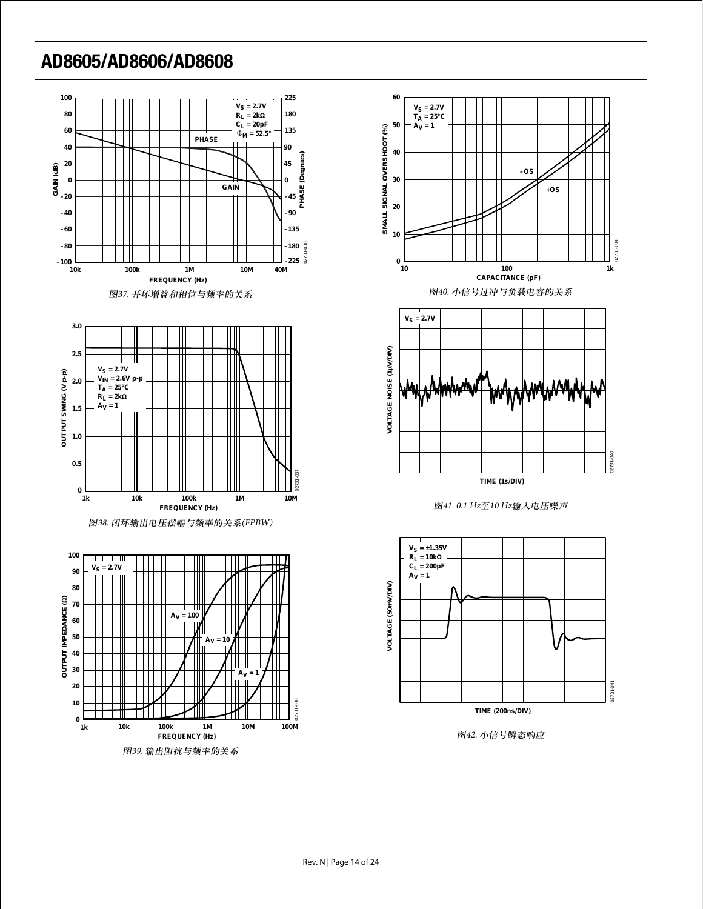图37. 开环增益和相位与频率的关系

图38. 闭环输出电压摆幅与频率的关系(FPBW)

图39. 输出阻抗与频率的关系

图40. 小信号过冲与负载电容的关系

图41. 0.1 Hz至10 Hz输入电压噪声

图42. 小信号瞬态响应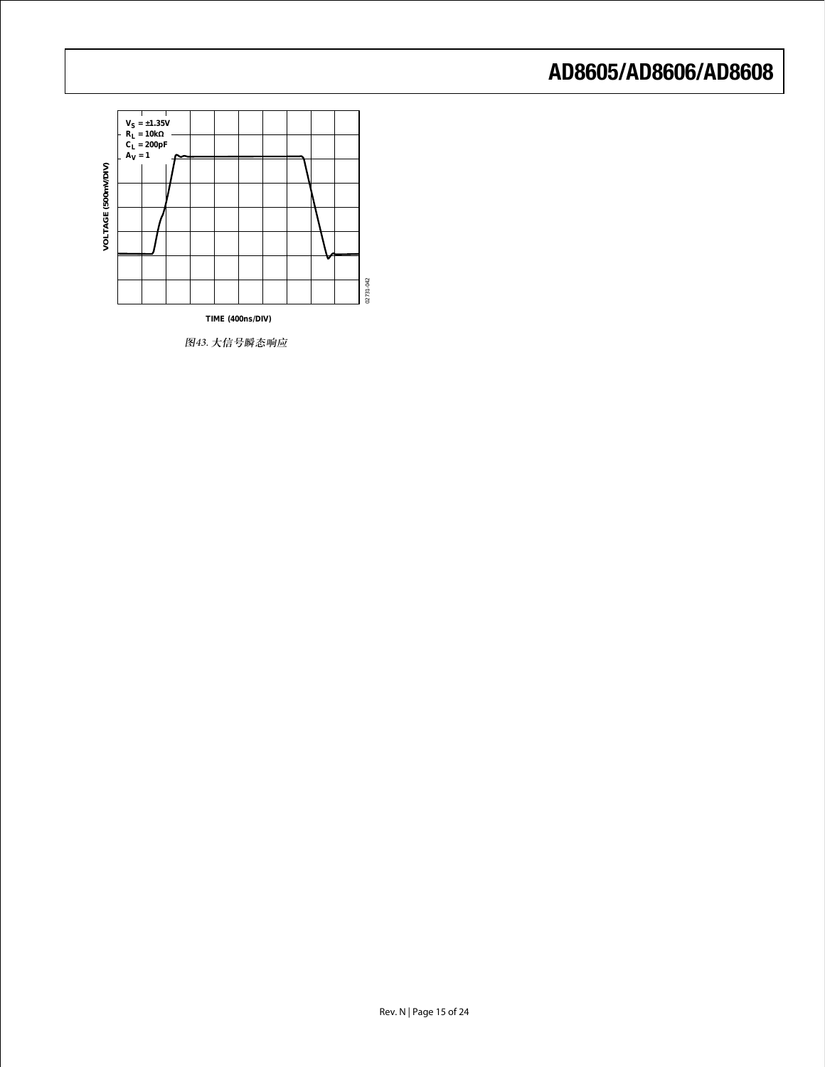$V_S$ = ±1.35V
$R_L$ = 10kΩ
$C_L$ = 200pF
$A_V$ = 1

VOLTAGE (500mV/DIV)

TIME (400ns/DIV)

02731-042

图43. 大信号瞬态响应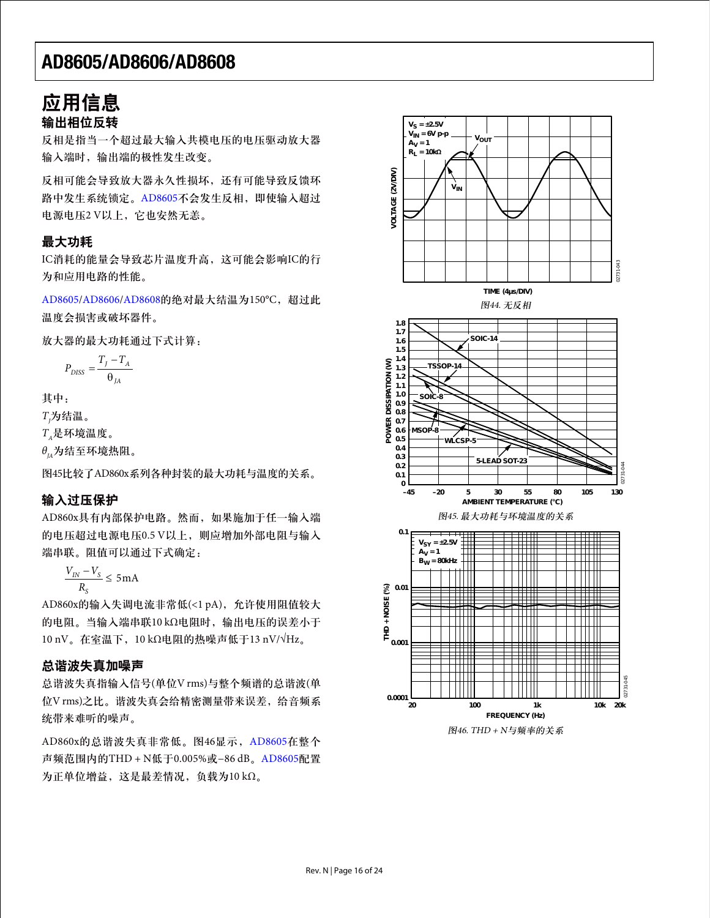# 应用信息

## 输出相位反转

反相是指当一个超过最大输入共模电压的电压驱动放大器输入端时，输出端的极性发生改变。

反相可能会导致放大器永久性损坏，还有可能导致反馈环路中发生系统锁定。AD8605不会发生反相，即使输入超过电源电压2 V以上，它也安然无恙。

## 最大功耗

IC消耗的能量会导致芯片温度升高，这可能会影响IC的行为和应用电路的性能。

AD8605/AD8606/AD8608的绝对最大结温为150°C，超过此温度会损害或破坏器件。

放大器的最大功耗通过下式计算：

$$P_{DISS} = \frac{T_J - T_A}{\theta_{JA}}$$

其中：

$T_J$为结温。

$T_A$是环境温度。

$\theta_{JA}$为结至环境热阻。

图45比较了AD860x系列各种封装的最大功耗与温度的关系。

## 输入过压保护

AD860x具有内部保护电路。然而，如果施加于任一输入端的电压超过电源电压0.5 V以上，则应增加外部电阻与输入端串联。阻值可以通过下式确定：

$$\frac{V_{IN} - V_S}{R_S} \leq 5\text{mA}$$

AD860x的输入失调电流非常低(<1 pA)，允许使用阻值较大的电阻。当输入端串联10 kΩ电阻时，输出电压的误差小于10 nV。在室温下，10 kΩ电阻的热噪声低于13 nV/√Hz。

## 总谐波失真加噪声

总谐波失真指输入信号(单位V rms)与整个频谱的总谐波(单位V rms)之比。谐波失真会给精密测量带来误差，给音频系统带来难听的噪声。

AD860x的总谐波失真非常低。图46显示，AD8605在整个声频范围内的THD + N低于0.005%或−86 dB。AD8605配置为正单位增益，这是最差情况，负载为10 kΩ。

图44. 无反相

图45. 最大功耗与环境温度的关系

图46. THD + N与频率的关系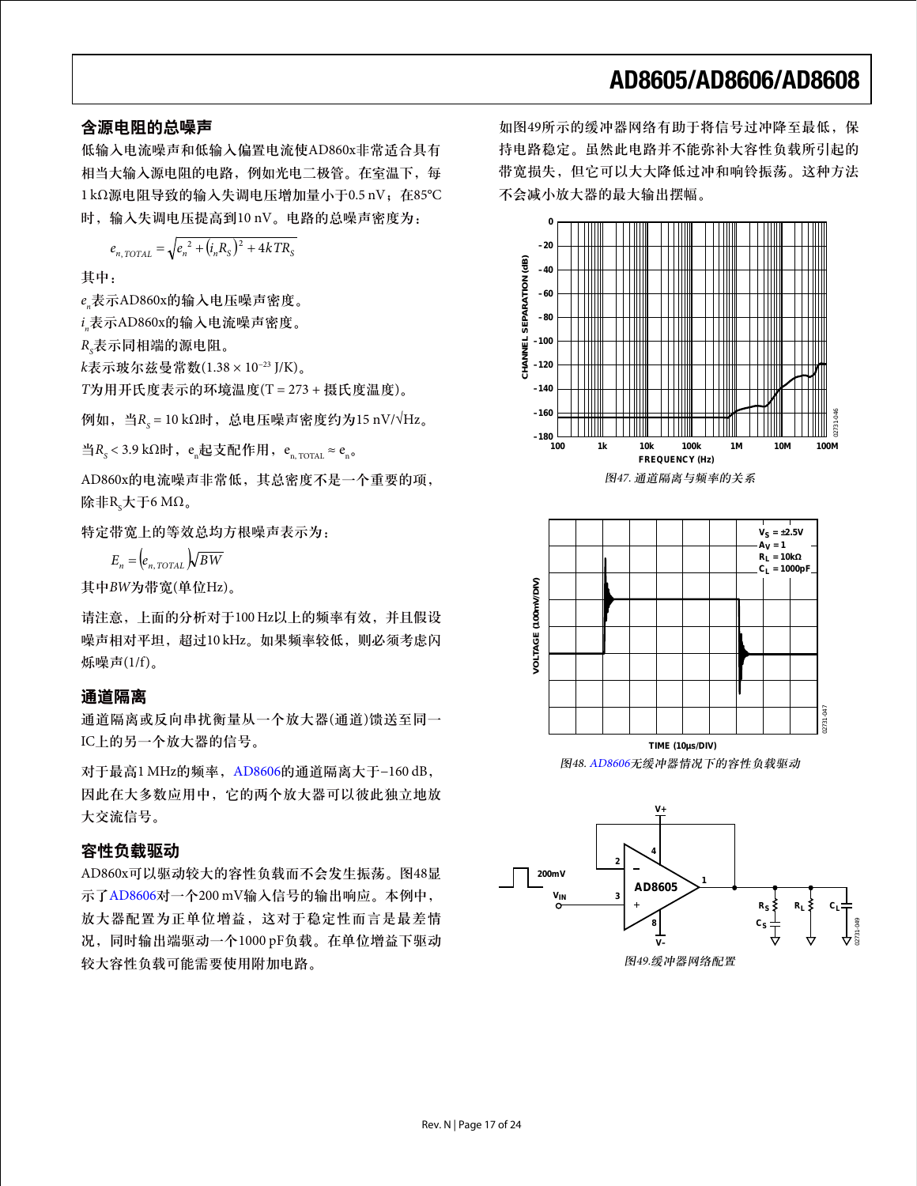## 含源电阻的总噪声

低输入电流噪声和低输入偏置电流使AD860x非常适合具有相当大输入源电阻的电路，例如光电二极管。在室温下，每1 kΩ源电阻导致的输入失调电压增加量小于0.5 nV；在85°C时，输入失调电压提高到10 nV。电路的总噪声密度为：

$$e_{n,TOTAL} = \sqrt{e_n^{\,2} + (i_n R_S)^2 + 4kTR_S}$$

其中：

$e_n$表示AD860x的输入电压噪声密度。

$i_n$表示AD860x的输入电流噪声密度。

$R_S$表示同相端的源电阻。

$k$表示玻尔兹曼常数($1.38 \times 10^{-23}$ J/K)。

$T$为用开氏度表示的环境温度(T = 273 + 摄氏度温度)。

例如，当$R_S$ = 10 kΩ时，总电压噪声密度约为15 nV/√Hz。

当$R_S$ < 3.9 kΩ时，$e_n$起支配作用，$e_{n,TOTAL} \approx e_n$。

AD860x的电流噪声非常低，其总密度不是一个重要的项，除非$R_S$大于6 MΩ。

特定带宽上的等效总均方根噪声表示为：

$$E_n = (e_{n,TOTAL})\sqrt{BW}$$

其中$BW$为带宽(单位Hz)。

请注意，上面的分析对于100 Hz以上的频率有效，并且假设噪声相对平坦，超过10 kHz。如果频率较低，则必须考虑闪烁噪声(1/f)。

## 通道隔离

通道隔离或反向串扰衡量从一个放大器(通道)馈送至同一IC上的另一个放大器的信号。

对于最高1 MHz的频率，AD8606的通道隔离大于−160 dB，因此在大多数应用中，它的两个放大器可以彼此独立地放大交流信号。

## 容性负载驱动

AD860x可以驱动较大的容性负载而不会发生振荡。图48显示了AD8606对一个200 mV输入信号的输出响应。本例中，放大器配置为正单位增益，这对于稳定性而言是最差情况，同时输出端驱动一个1000 pF负载。在单位增益下驱动较大容性负载可能需要使用附加电路。

如图49所示的缓冲器网络有助于将信号过冲降至最低，保持电路稳定。虽然此电路并不能弥补大容性负载所引起的带宽损失，但它可以大大降低过冲和响铃振荡。这种方法不会减小放大器的最大输出摆幅。

图47. 通道隔离与频率的关系

图48. AD8606无缓冲器情况下的容性负载驱动

图49.缓冲器网络配置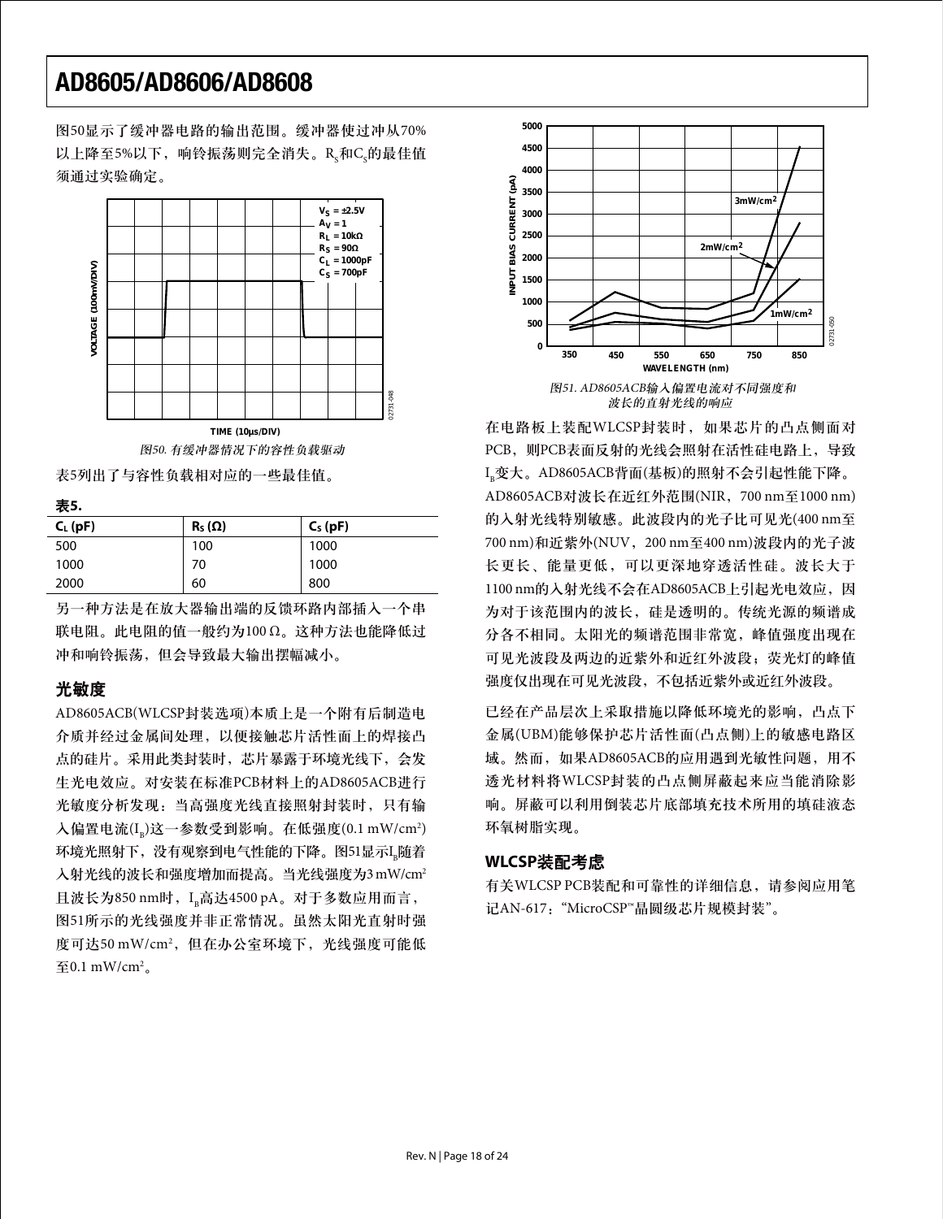图50显示了缓冲器电路的输出范围。缓冲器使过冲从70%以上降至5%以下，响铃振荡则完全消失。$R_S$和$C_S$的最佳值须通过实验确定。

图50. 有缓冲器情况下的容性负载驱动

表5列出了与容性负载相对应的一些最佳值。

**表5.**

| $C_L$ (pF) | $R_S$ (Ω) | $C_S$ (pF) |
|---|---|---|
| 500 | 100 | 1000 |
| 1000 | 70 | 1000 |
| 2000 | 60 | 800 |

另一种方法是在放大器输出端的反馈环路内部插入一个串联电阻。此电阻的值一般约为100 Ω。这种方法也能降低过冲和响铃振荡，但会导致最大输出摆幅减小。

## 光敏度

AD8605ACB(WLCSP封装选项)本质上是一个附有后制造电介质并经过金属间处理，以便接触芯片活性面上的焊接凸点的硅片。采用此类封装时，芯片暴露于环境光线下，会发生光电效应。对安装在标准PCB材料上的AD8605ACB进行光敏度分析发现：当高强度光线直接照射封装时，只有输入偏置电流($I_B$)这一参数受到影响。在低强度(0.1 mW/cm²)环境光照射下，没有观察到电气性能的下降。图51显示$I_B$随着入射光线的波长和强度增加而提高。当光线强度为3 mW/cm²且波长为850 nm时，$I_B$高达4500 pA。对于多数应用而言，图51所示的光线强度并非正常情况。虽然太阳光直射时强度可达50 mW/cm²，但在办公室环境下，光线强度可能低至0.1 mW/cm²。

图51. AD8605ACB输入偏置电流对不同强度和波长的直射光线的响应

在电路板上装配WLCSP封装时，如果芯片的凸点侧面对PCB，则PCB表面反射的光线会照射在活性硅电路上，导致$I_B$变大。AD8605ACB背面(基板)的照射不会引起性能下降。AD8605ACB对波长在近红外范围(NIR，700 nm至1000 nm)的入射光线特别敏感。此波段内的光子比可见光(400 nm至700 nm)和近紫外(NUV，200 nm至400 nm)波段内的光子波长更长、能量更低，可以更深地穿透活性硅。波长大于1100 nm的入射光线不会在AD8605ACB上引起光电效应，因为对于该范围内的波长，硅是透明的。传统光源的频谱成分各不相同。太阳光的频谱范围非常宽，峰值强度出现在可见光波段及两边的近紫外和近红外波段；荧光灯的峰值强度仅出现在可见光波段，不包括近紫外或近红外波段。

已经在产品层次上采取措施以降低环境光的影响，凸点下金属(UBM)能够保护芯片活性面(凸点侧)上的敏感电路区域。然而，如果AD8605ACB的应用遇到光敏性问题，用不透光材料将WLCSP封装的凸点侧屏蔽起来应当能消除影响。屏蔽可以利用倒装芯片底部填充技术所用的填硅液态环氧树脂实现。

## WLCSP装配考虑

有关WLCSP PCB装配和可靠性的详细信息，请参阅应用笔记AN-617："MicroCSP™晶圆级芯片规模封装"。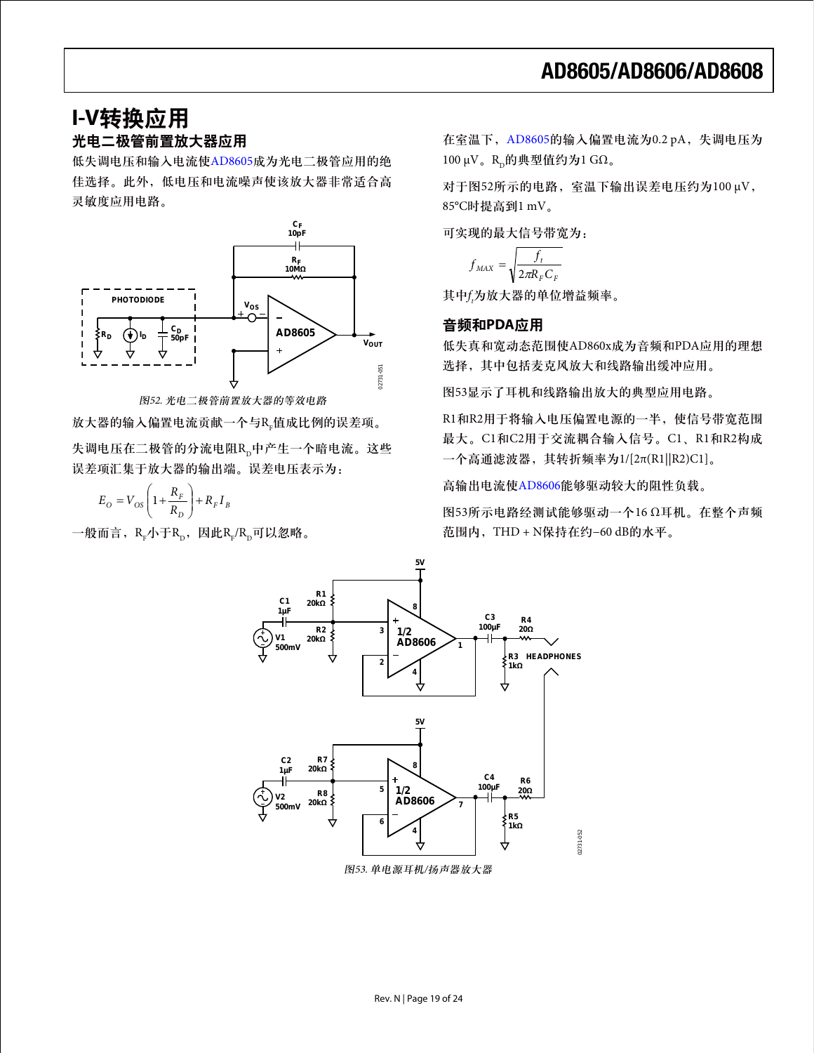# I-V转换应用

## 光电二极管前置放大器应用

低失调电压和输入电流使AD8605成为光电二极管应用的绝佳选择。此外，低电压和电流噪声使该放大器非常适合高灵敏度应用电路。

图52. 光电二极管前置放大器的等效电路

放大器的输入偏置电流贡献一个与$R_F$值成比例的误差项。

失调电压在二极管的分流电阻$R_D$中产生一个暗电流。这些误差项汇集于放大器的输出端。误差电压表示为：

$$E_O = V_{OS}\left(1+\frac{R_F}{R_D}\right)+R_F I_B$$

一般而言，$R_F$小于$R_D$，因此$R_F/R_D$可以忽略。

在室温下，AD8605的输入偏置电流为0.2 pA，失调电压为100 µV。$R_D$的典型值约为1 GΩ。

对于图52所示的电路，室温下输出误差电压约为100 µV，85°C时提高到1 mV。

可实现的最大信号带宽为：

$$f_{MAX} = \sqrt{\frac{f_t}{2\pi R_F C_F}}$$

其中$f_t$为放大器的单位增益频率。

## 音频和PDA应用

低失真和宽动态范围使AD860x成为音频和PDA应用的理想选择，其中包括麦克风放大器和线路输出缓冲应用。

图53显示了耳机和线路输出放大的典型应用电路。

R1和R2用于将输入电压偏置电源的一半，使信号带宽范围最大。C1和C2用于交流耦合输入信号。C1、R1和R2构成一个高通滤波器，其转折频率为1/[2π(R1||R2)C1]。

高输出电流使AD8606能够驱动较大的阻性负载。

图53所示电路经测试能够驱动一个16 Ω耳机。在整个声频范围内，THD + N保持在约−60 dB的水平。

图53. 单电源耳机/扬声器放大器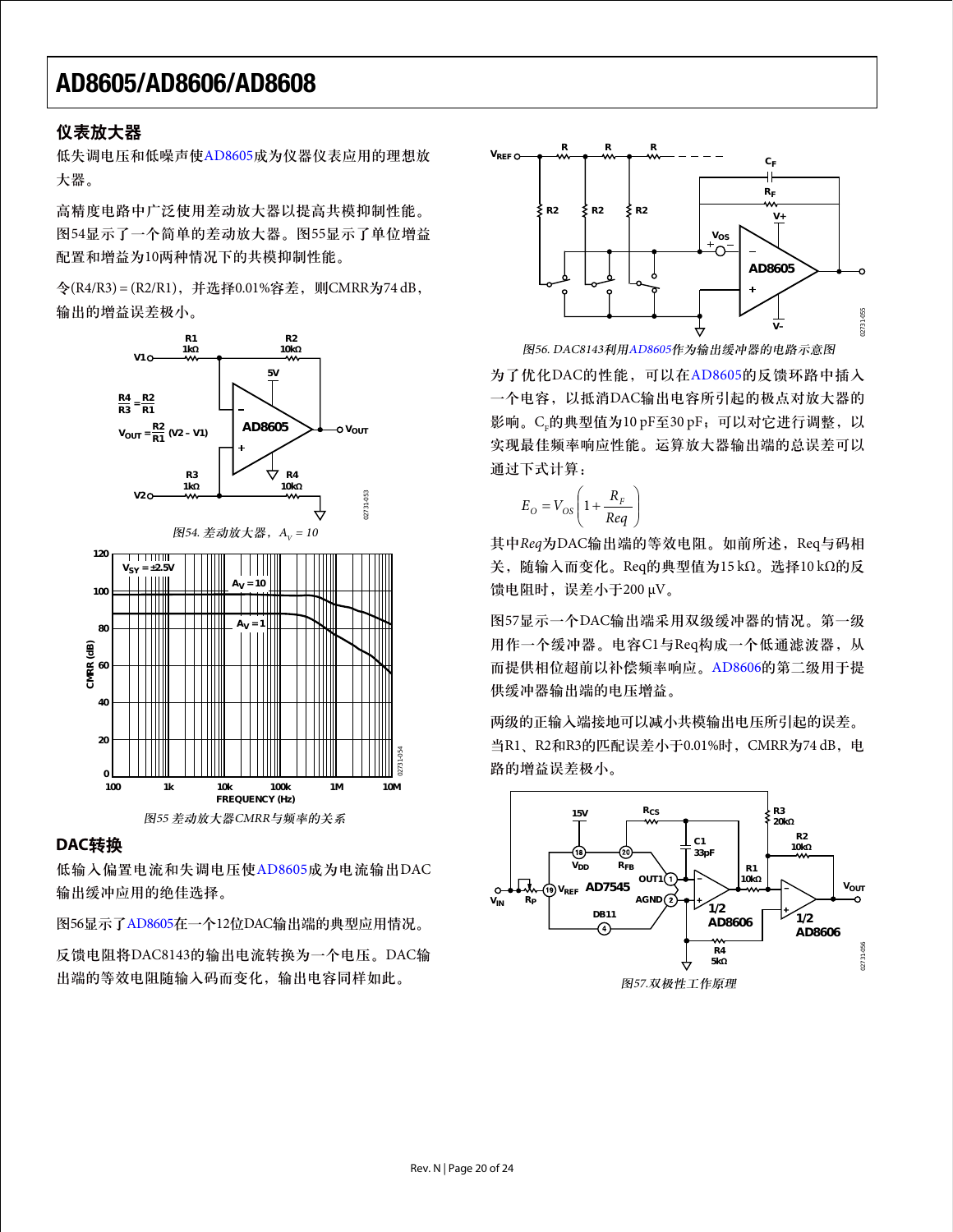## 仪表放大器

低失调电压和低噪声使AD8605成为仪器仪表应用的理想放大器。

高精度电路中广泛使用差动放大器以提高共模抑制性能。图54显示了一个简单的差动放大器。图55显示了单位增益配置和增益为10两种情况下的共模抑制性能。

令(R4/R3) = (R2/R1)，并选择0.01%容差，则CMRR为74 dB，输出的增益误差极小。

图54. 差动放大器，$A_V = 10$

图55 差动放大器CMRR与频率的关系

## DAC转换

低输入偏置电流和失调电压使AD8605成为电流输出DAC输出缓冲应用的绝佳选择。

图56显示了AD8605在一个12位DAC输出端的典型应用情况。

反馈电阻将DAC8143的输出电流转换为一个电压。DAC输出端的等效电阻随输入码而变化，输出电容同样如此。

图56. DAC8143利用AD8605作为输出缓冲器的电路示意图

为了优化DAC的性能，可以在AD8605的反馈环路中插入一个电容，以抵消DAC输出电容所引起的极点对放大器的影响。$C_F$的典型值为10 pF至30 pF；可以对它进行调整，以实现最佳频率响应性能。运算放大器输出端的总误差可以通过下式计算：

$$E_O = V_{OS}\left(1+\frac{R_F}{Req}\right)$$

其中*Req*为DAC输出端的等效电阻。如前所述，Req与码相关，随输入而变化。Req的典型值为15 kΩ。选择10 kΩ的反馈电阻时，误差小于200 µV。

图57显示一个DAC输出端采用双级缓冲器的情况。第一级用作一个缓冲器。电容C1与Req构成一个低通滤波器，从而提供相位超前以补偿频率响应。AD8606的第二级用于提供缓冲器输出端的电压增益。

两级的正输入端接地可以减小共模输出电压所引起的误差。当R1、R2和R3的匹配误差小于0.01%时，CMRR为74 dB，电路的增益误差极小。

图57.双极性工作原理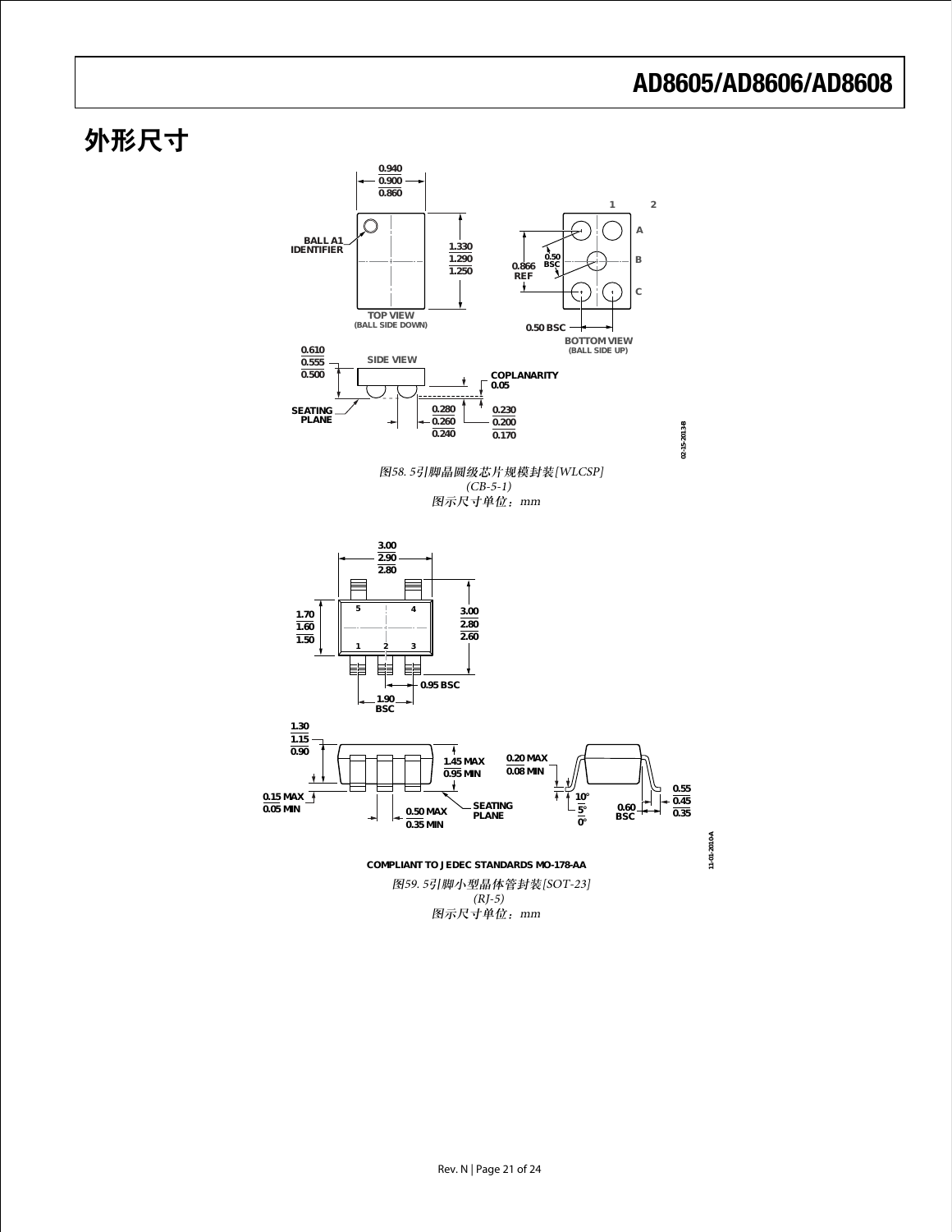# 外形尺寸

*图58. 5引脚晶圆级芯片规模封装[WLCSP]*
*(CB-5-1)*
*图示尺寸单位：mm*

COMPLIANT TO JEDEC STANDARDS MO-178-AA

*图59. 5引脚小型晶体管封装[SOT-23]*
*(RJ-5)*
*图示尺寸单位：mm*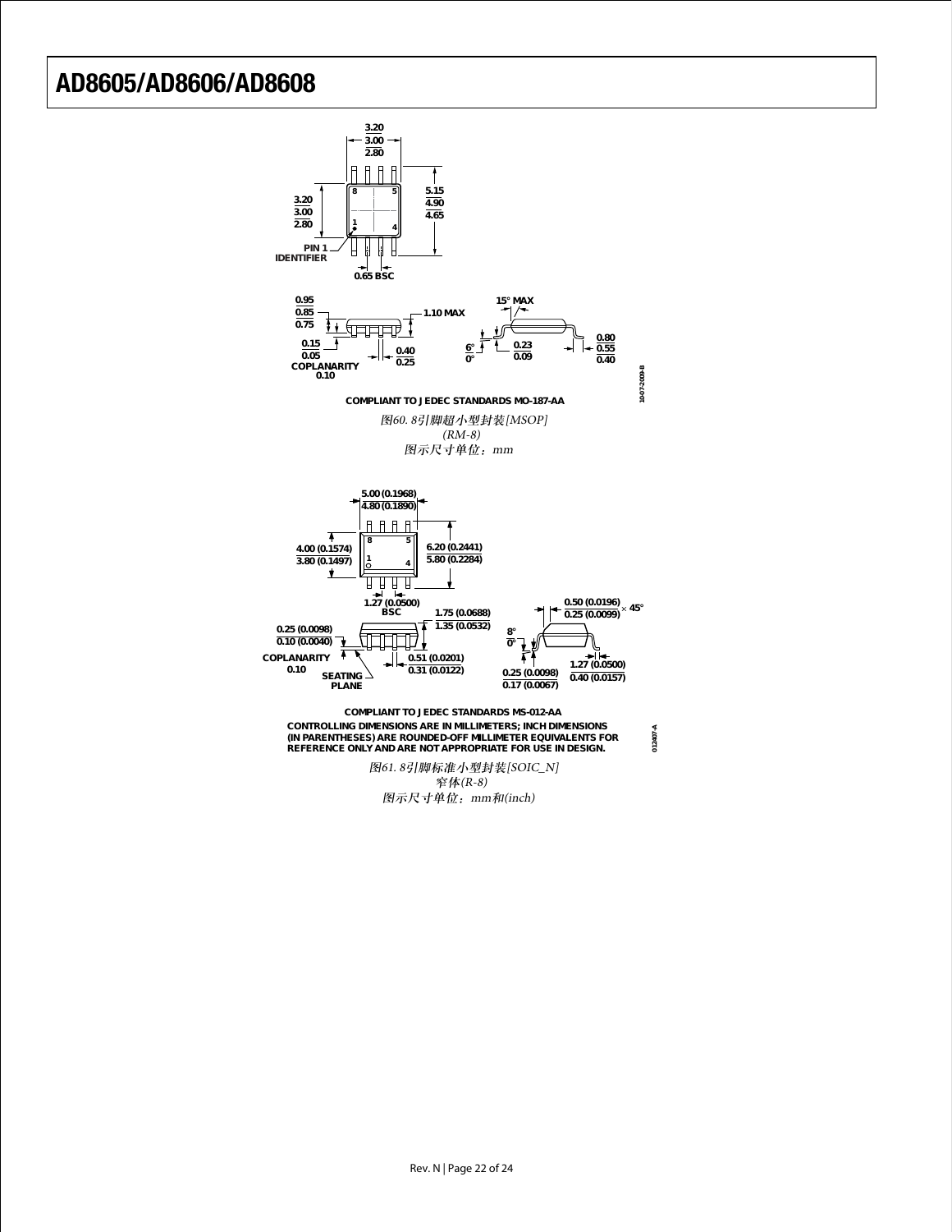COMPLIANT TO JEDEC STANDARDS MO-187-AA

*图60. 8引脚超小型封装[MSOP]*
*(RM-8)*
*图示尺寸单位：mm*

COMPLIANT TO JEDEC STANDARDS MS-012-AA
CONTROLLING DIMENSIONS ARE IN MILLIMETERS; INCH DIMENSIONS (IN PARENTHESES) ARE ROUNDED-OFF MILLIMETER EQUIVALENTS FOR REFERENCE ONLY AND ARE NOT APPROPRIATE FOR USE IN DESIGN.

*图61. 8引脚标准小型封装[SOIC_N]*
*窄体(R-8)*
*图示尺寸单位：mm和(inch)*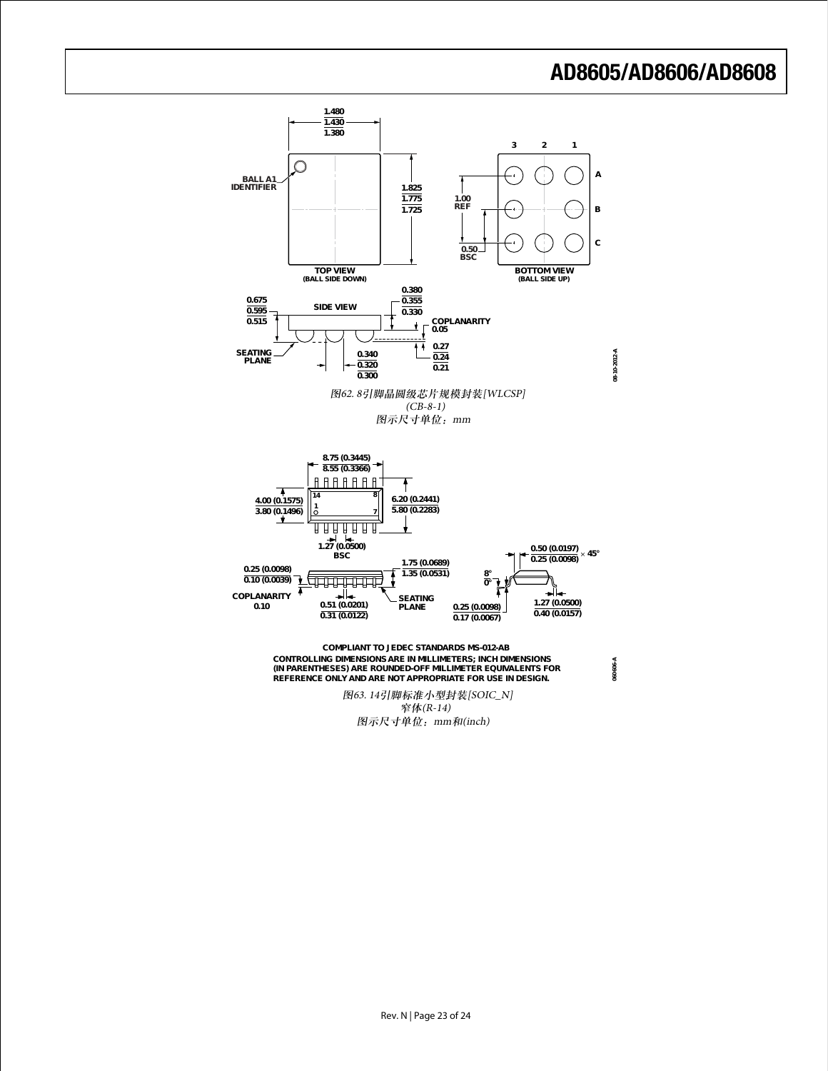1.480
1.430
1.380

BALL A1
IDENTIFIER

1.825
1.775
1.725

1.00
REF

3 2 1

A

B

C

0.50
BSC

TOP VIEW
(BALL SIDE DOWN)

BOTTOM VIEW
(BALL SIDE UP)

0.675
0.595
0.515

SIDE VIEW

0.380
0.355
0.330

COPLANARITY
0.05

SEATING
PLANE

0.340
0.320
0.300

0.27
0.24
0.21

08-10-2012-A

*图62. 8引脚晶圆级芯片规模封装[WLCSP]*
*(CB-8-1)*
*图示尺寸单位：mm*

8.75 (0.3445)
8.55 (0.3366)

4.00 (0.1575)
3.80 (0.1496)

14 8
1 7

6.20 (0.2441)
5.80 (0.2283)

1.27 (0.0500)
BSC

0.25 (0.0098)
0.10 (0.0039)

COPLANARITY
0.10

0.51 (0.0201)
0.31 (0.0122)

1.75 (0.0689)
1.35 (0.0531)

SEATING
PLANE

8°
0°

0.25 (0.0098)
0.17 (0.0067)

0.50 (0.0197)
0.25 (0.0098)
× 45°

1.27 (0.0500)
0.40 (0.0157)

COMPLIANT TO JEDEC STANDARDS MS-012-AB
CONTROLLING DIMENSIONS ARE IN MILLIMETERS; INCH DIMENSIONS (IN PARENTHESES) ARE ROUNDED-OFF MILLIMETER EQUIVALENTS FOR REFERENCE ONLY AND ARE NOT APPROPRIATE FOR USE IN DESIGN.

060606-A

*图63. 14引脚标准小型封装[SOIC_N]*
*窄体(R-14)*
*图示尺寸单位：mm和(inch)*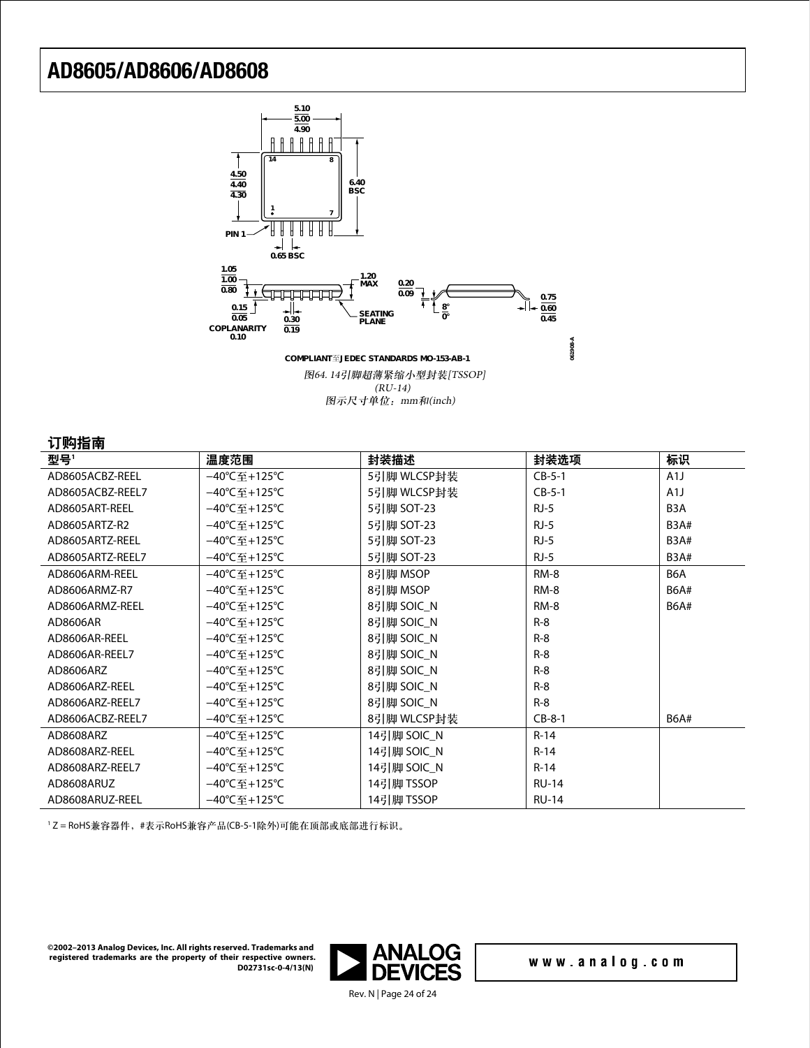5.10
5.00
4.90

14 8

4.50
4.40
4.30

6.40
BSC

1 7

PIN 1

0.65 BSC

1.05
1.00
0.80

1.20
MAX

0.20
0.09

0.75
0.60
0.45

8°
0°

0.15
0.05

0.30
0.19

SEATING
PLANE

COPLANARITY
0.10

COMPLIANT至JEDEC STANDARDS MO-153-AB-1

061908-A

*图64. 14引脚超薄紧缩小型封装[TSSOP]*
*(RU-14)*
*图示尺寸单位：mm和(inch)*

## 订购指南

| 型号[1] | 温度范围 | 封装描述 | 封装选项 | 标识 |
|---|---|---|---|---|
| AD8605ACBZ-REEL | −40°C至+125°C | 5引脚 WLCSP封装 | CB-5-1 | A1J |
| AD8605ACBZ-REEL7 | −40°C至+125°C | 5引脚 WLCSP封装 | CB-5-1 | A1J |
| AD8605ART-REEL | −40°C至+125°C | 5引脚 SOT-23 | RJ-5 | B3A |
| AD8605ARTZ-R2 | −40°C至+125°C | 5引脚 SOT-23 | RJ-5 | B3A# |
| AD8605ARTZ-REEL | −40°C至+125°C | 5引脚 SOT-23 | RJ-5 | B3A# |
| AD8605ARTZ-REEL7 | −40°C至+125°C | 5引脚 SOT-23 | RJ-5 | B3A# |
| AD8606ARM-REEL | −40°C至+125°C | 8引脚 MSOP | RM-8 | B6A |
| AD8606ARMZ-R7 | −40°C至+125°C | 8引脚 MSOP | RM-8 | B6A# |
| AD8606ARMZ-REEL | −40°C至+125°C | 8引脚 SOIC_N | RM-8 | B6A# |
| AD8606AR | −40°C至+125°C | 8引脚 SOIC_N | R-8 | |
| AD8606AR-REEL | −40°C至+125°C | 8引脚 SOIC_N | R-8 | |
| AD8606AR-REEL7 | −40°C至+125°C | 8引脚 SOIC_N | R-8 | |
| AD8606ARZ | −40°C至+125°C | 8引脚 SOIC_N | R-8 | |
| AD8606ARZ-REEL | −40°C至+125°C | 8引脚 SOIC_N | R-8 | |
| AD8606ARZ-REEL7 | −40°C至+125°C | 8引脚 SOIC_N | R-8 | |
| AD8606ACBZ-REEL7 | −40°C至+125°C | 8引脚 WLCSP封装 | CB-8-1 | B6A# |
| AD8608ARZ | −40°C至+125°C | 14引脚 SOIC_N | R-14 | |
| AD8608ARZ-REEL | −40°C至+125°C | 14引脚 SOIC_N | R-14 | |
| AD8608ARZ-REEL7 | −40°C至+125°C | 14引脚 SOIC_N | R-14 | |
| AD8608ARUZ | −40°C至+125°C | 14引脚 TSSOP | RU-14 | |
| AD8608ARUZ-REEL | −40°C至+125°C | 14引脚 TSSOP | RU-14 | |

[1] Z = RoHS兼容器件，#表示RoHS兼容产品(CB-5-1除外)可能在顶部或底部进行标识。

©2002–2013 Analog Devices, Inc. All rights reserved. Trademarks and registered trademarks are the property of their respective owners.
D02731sc-0-4/13(N)

ANALOG DEVICES

www.analog.com